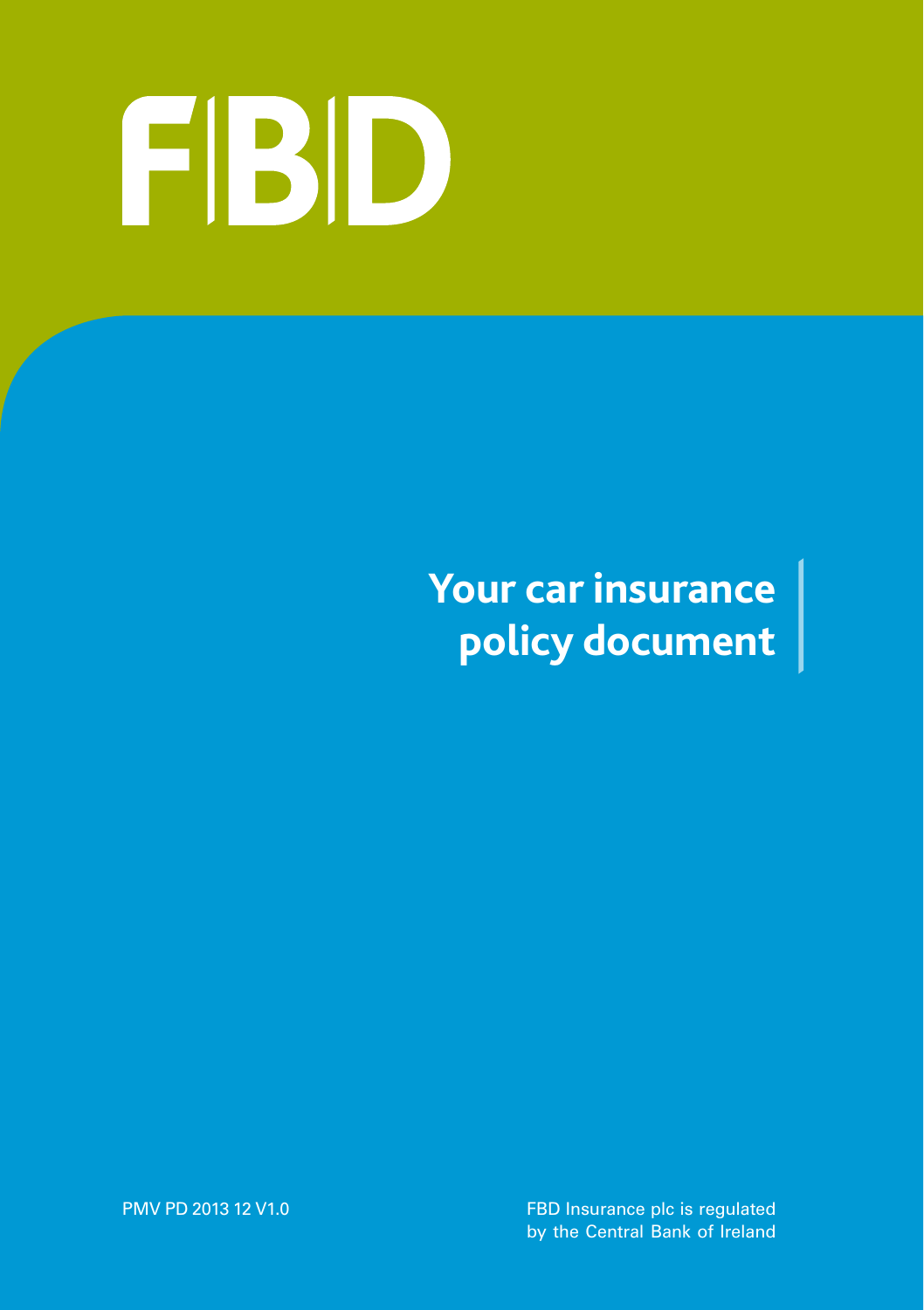# FBD

# Your car insurance policy document

PMV PD 2013 12 V1.0

FBD Insurance plc is regulated by the Central Bank of Ireland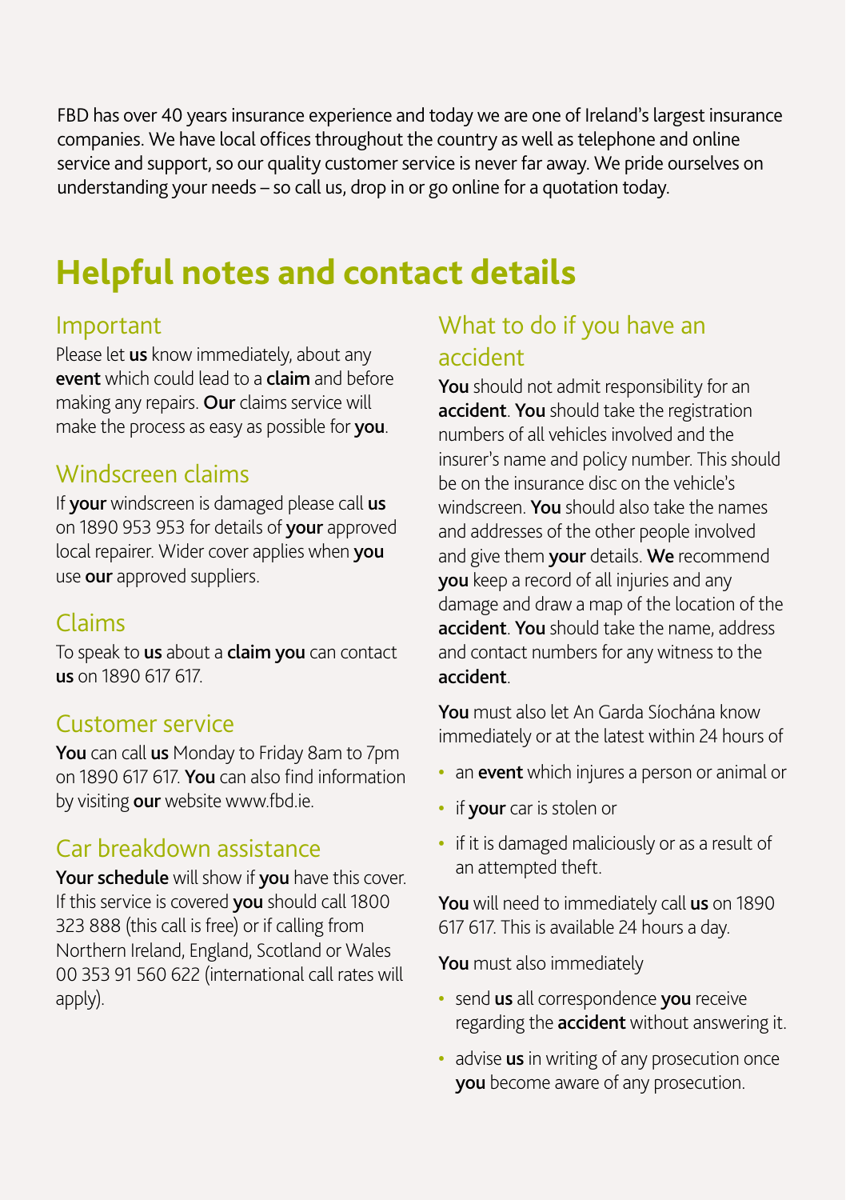FBD has over 40 years insurance experience and today we are one of Ireland's largest insurance companies. We have local offices throughout the country as well as telephone and online service and support, so our quality customer service is never far away. We pride ourselves on understanding your needs – so call us, drop in or go online for a quotation today.

# Helpful notes and contact details

## Important

Please let **us** know immediately, about any **event** which could lead to a **claim** and before making any repairs. **Our** claims service will make the process as easy as possible for **you**.

## Windscreen claims

If **your** windscreen is damaged please call **us** on 1890 953 953 for details of **your** approved local repairer. Wider cover applies when **you** use **our** approved suppliers.

## Claims

To speak to **us** about a **claim you** can contact **us** on 1890 617 617.

## Customer service

**You** can call **us** Monday to Friday 8am to 7pm on 1890 617 617. **You** can also find information by visiting **our** website www.fbd.ie.

## Car breakdown assistance

**Your schedule** will show if **you** have this cover. If this service is covered **you** should call 1800 323 888 (this call is free) or if calling from Northern Ireland, England, Scotland or Wales 00 353 91 560 622 (international call rates will apply).

## What to do if you have an accident

**You** should not admit responsibility for an **accident**. **You** should take the registration numbers of all vehicles involved and the insurer's name and policy number. This should be on the insurance disc on the vehicle's windscreen. **You** should also take the names and addresses of the other people involved and give them **your** details. **We** recommend **you** keep a record of all injuries and any damage and draw a map of the location of the **accident**. **You** should take the name, address and contact numbers for any witness to the **accident**.

**You** must also let An Garda Síochána know immediately or at the latest within 24 hours of

- an **event** which injures a person or animal or
- if **your** car is stolen or
- if it is damaged maliciously or as a result of an attempted theft.

**You** will need to immediately call **us** on 1890 617 617. This is available 24 hours a day.

**You** must also immediately

- send **us** all correspondence **you** receive regarding the **accident** without answering it.
- advise **us** in writing of any prosecution once **you** become aware of any prosecution.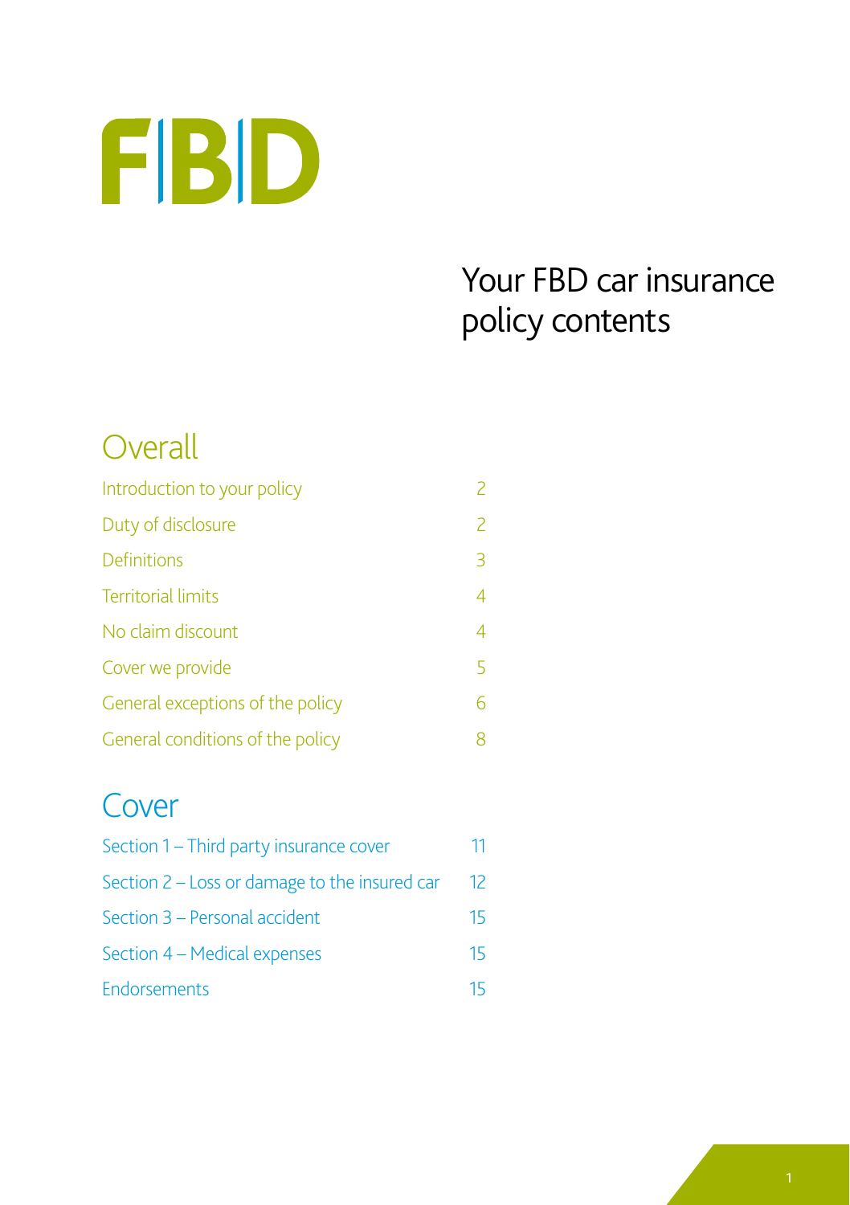# FBD

## Your FBD car insurance policy contents

## Overall

| | |
|---|---|
| Introduction to your policy | 2 |
| Duty of disclosure | 2 |
| Definitions | 3 |
| Territorial limits | 4 |
| No claim discount | 4 |
| Cover we provide | 5 |
| General exceptions of the policy | 6 |
| General conditions of the policy | 8 |

## Cover

| | |
|---|---|
| Section 1 – Third party insurance cover | 11 |
| Section 2 – Loss or damage to the insured car | 12 |
| Section 3 – Personal accident | 15 |
| Section 4 – Medical expenses | 15 |
| Endorsements | 15 |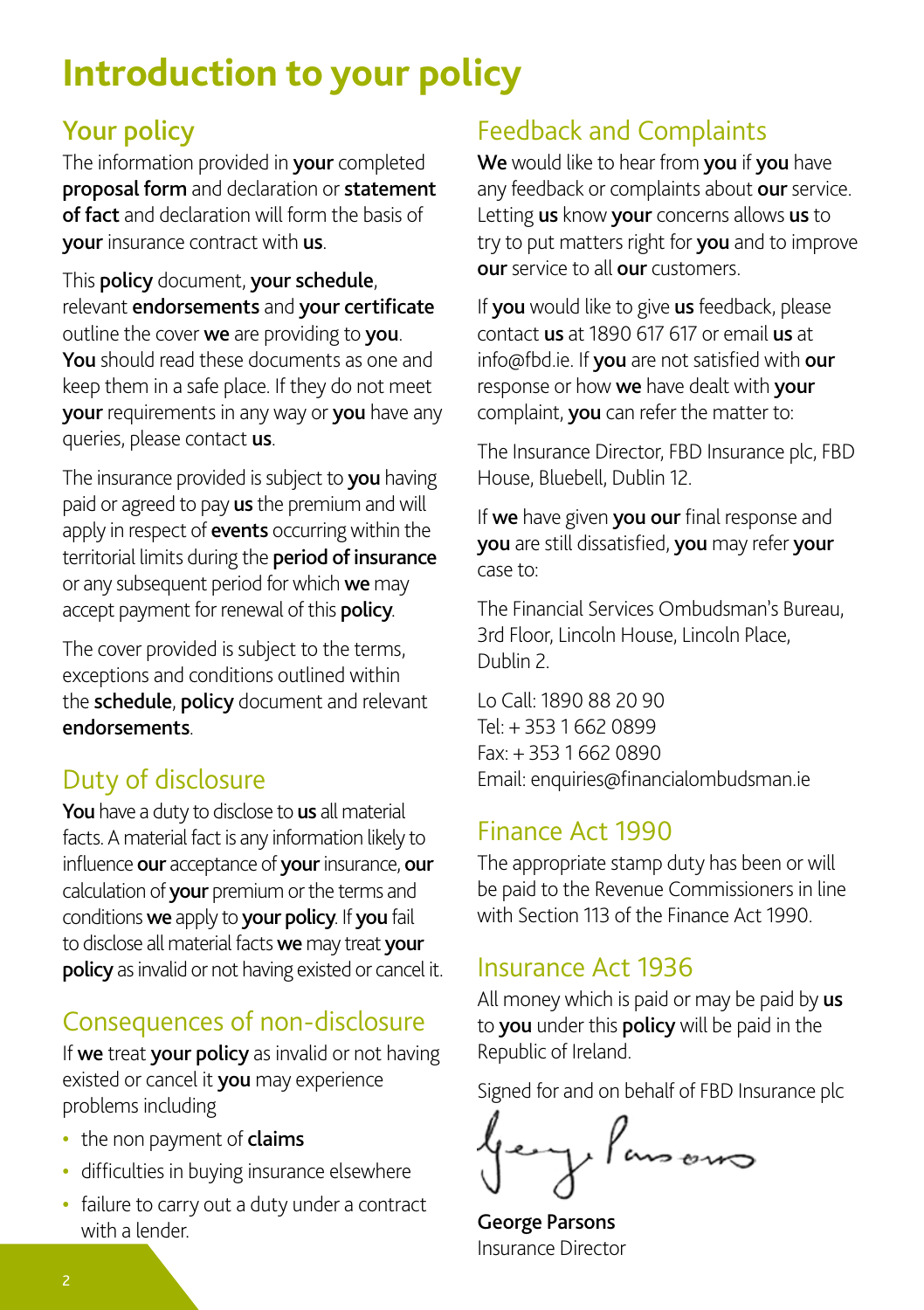# Introduction to your policy

## Your policy

The information provided in **your** completed **proposal form** and declaration or **statement of fact** and declaration will form the basis of **your** insurance contract with **us**.

This **policy** document, **your schedule**, relevant **endorsements** and **your certificate** outline the cover **we** are providing to **you**. **You** should read these documents as one and keep them in a safe place. If they do not meet **your** requirements in any way or **you** have any queries, please contact **us**.

The insurance provided is subject to **you** having paid or agreed to pay **us** the premium and will apply in respect of **events** occurring within the territorial limits during the **period of insurance** or any subsequent period for which **we** may accept payment for renewal of this **policy**.

The cover provided is subject to the terms, exceptions and conditions outlined within the **schedule**, **policy** document and relevant **endorsements**.

## Duty of disclosure

**You** have a duty to disclose to **us** all material facts. A material fact is any information likely to influence **our** acceptance of **your** insurance, **our** calculation of **your** premium or the terms and conditions **we** apply to **your policy**. If **you** fail to disclose all material facts **we** may treat **your policy** as invalid or not having existed or cancel it.

## Consequences of non-disclosure

If **we** treat **your policy** as invalid or not having existed or cancel it **you** may experience problems including

- the non payment of **claims**
- difficulties in buying insurance elsewhere
- failure to carry out a duty under a contract with a lender.

## Feedback and Complaints

**We** would like to hear from **you** if **you** have any feedback or complaints about **our** service. Letting **us** know **your** concerns allows **us** to try to put matters right for **you** and to improve **our** service to all **our** customers.

If **you** would like to give **us** feedback, please contact **us** at 1890 617 617 or email **us** at info@fbd.ie. If **you** are not satisfied with **our** response or how **we** have dealt with **your** complaint, **you** can refer the matter to:

The Insurance Director, FBD Insurance plc, FBD House, Bluebell, Dublin 12.

If **we** have given **you our** final response and **you** are still dissatisfied, **you** may refer **your** case to:

The Financial Services Ombudsman's Bureau, 3rd Floor, Lincoln House, Lincoln Place, Dublin 2.

Lo Call: 1890 88 20 90
Tel: + 353 1 662 0899
Fax: + 353 1 662 0890
Email: enquiries@financialombudsman.ie

## Finance Act 1990

The appropriate stamp duty has been or will be paid to the Revenue Commissioners in line with Section 113 of the Finance Act 1990.

## Insurance Act 1936

All money which is paid or may be paid by **us** to **you** under this **policy** will be paid in the Republic of Ireland.

Signed for and on behalf of FBD Insurance plc

**George Parsons**
Insurance Director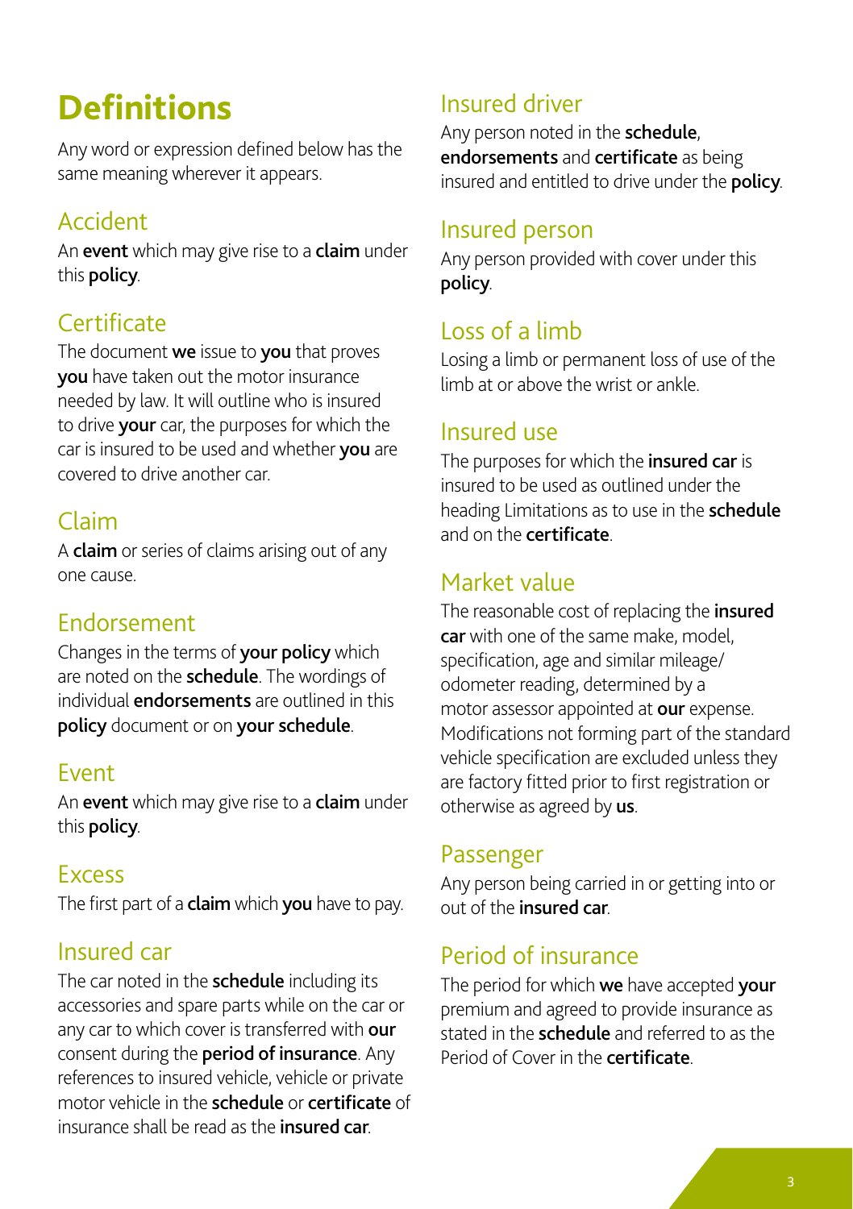# Definitions

Any word or expression defined below has the same meaning wherever it appears.

## Accident

An **event** which may give rise to a **claim** under this **policy**.

## Certificate

The document **we** issue to **you** that proves **you** have taken out the motor insurance needed by law. It will outline who is insured to drive **your** car, the purposes for which the car is insured to be used and whether **you** are covered to drive another car.

## Claim

A **claim** or series of claims arising out of any one cause.

## Endorsement

Changes in the terms of **your policy** which are noted on the **schedule**. The wordings of individual **endorsements** are outlined in this **policy** document or on **your schedule**.

## Event

An **event** which may give rise to a **claim** under this **policy**.

## Excess

The first part of a **claim** which **you** have to pay.

## Insured car

The car noted in the **schedule** including its accessories and spare parts while on the car or any car to which cover is transferred with **our** consent during the **period of insurance**. Any references to insured vehicle, vehicle or private motor vehicle in the **schedule** or **certificate** of insurance shall be read as the **insured car**.

## Insured driver

Any person noted in the **schedule**, **endorsements** and **certificate** as being insured and entitled to drive under the **policy**.

## Insured person

Any person provided with cover under this **policy**.

## Loss of a limb

Losing a limb or permanent loss of use of the limb at or above the wrist or ankle.

## Insured use

The purposes for which the **insured car** is insured to be used as outlined under the heading Limitations as to use in the **schedule** and on the **certificate**.

## Market value

The reasonable cost of replacing the **insured car** with one of the same make, model, specification, age and similar mileage/odometer reading, determined by a motor assessor appointed at **our** expense. Modifications not forming part of the standard vehicle specification are excluded unless they are factory fitted prior to first registration or otherwise as agreed by **us**.

## Passenger

Any person being carried in or getting into or out of the **insured car**.

## Period of insurance

The period for which **we** have accepted **your** premium and agreed to provide insurance as stated in the **schedule** and referred to as the Period of Cover in the **certificate**.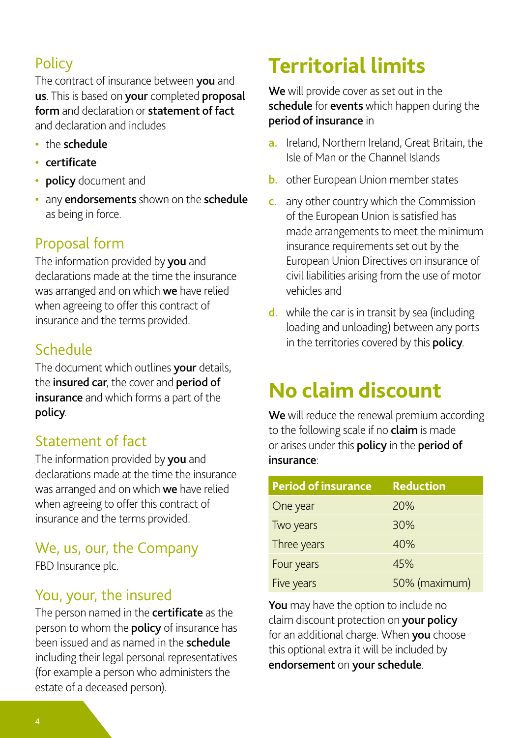### Policy

The contract of insurance between **you** and **us**. This is based on **your** completed **proposal form** and declaration or **statement of fact** and declaration and includes

- the **schedule**
- **certificate**
- **policy** document and
- any **endorsements** shown on the **schedule** as being in force.

### Proposal form

The information provided by **you** and declarations made at the time the insurance was arranged and on which **we** have relied when agreeing to offer this contract of insurance and the terms provided.

### Schedule

The document which outlines **your** details, the **insured car**, the cover and **period of insurance** and which forms a part of the **policy**.

### Statement of fact

The information provided by **you** and declarations made at the time the insurance was arranged and on which **we** have relied when agreeing to offer this contract of insurance and the terms provided.

### We, us, our, the Company

FBD Insurance plc.

### You, your, the insured

The person named in the **certificate** as the person to whom the **policy** of insurance has been issued and as named in the **schedule** including their legal personal representatives (for example a person who administers the estate of a deceased person).

# Territorial limits

**We** will provide cover as set out in the **schedule** for **events** which happen during the **period of insurance** in

a. Ireland, Northern Ireland, Great Britain, the Isle of Man or the Channel Islands

b. other European Union member states

c. any other country which the Commission of the European Union is satisfied has made arrangements to meet the minimum insurance requirements set out by the European Union Directives on insurance of civil liabilities arising from the use of motor vehicles and

d. while the car is in transit by sea (including loading and unloading) between any ports in the territories covered by this **policy**.

# No claim discount

**We** will reduce the renewal premium according to the following scale if no **claim** is made or arises under this **policy** in the **period of insurance**:

| Period of insurance | Reduction |
|---|---|
| One year | 20% |
| Two years | 30% |
| Three years | 40% |
| Four years | 45% |
| Five years | 50% (maximum) |

**You** may have the option to include no claim discount protection on **your policy** for an additional charge. When **you** choose this optional extra it will be included by **endorsement** on **your schedule**.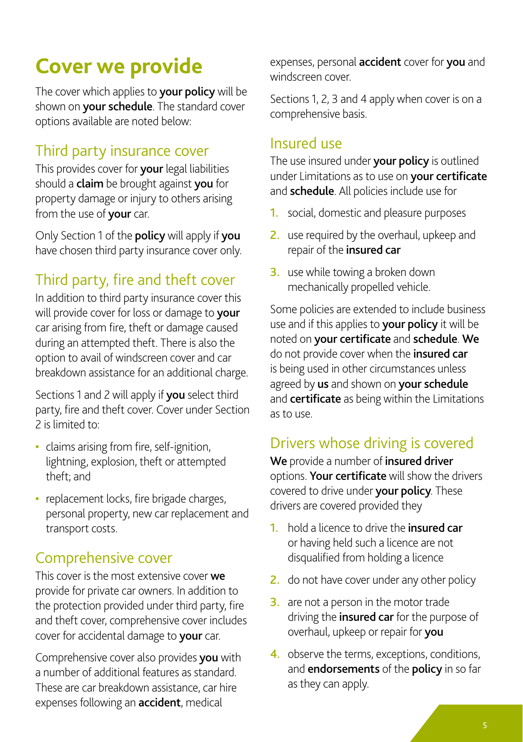# Cover we provide

The cover which applies to **your policy** will be shown on **your schedule**. The standard cover options available are noted below:

## Third party insurance cover

This provides cover for **your** legal liabilities should a **claim** be brought against **you** for property damage or injury to others arising from the use of **your** car.

Only Section 1 of the **policy** will apply if **you** have chosen third party insurance cover only.

## Third party, fire and theft cover

In addition to third party insurance cover this will provide cover for loss or damage to **your** car arising from fire, theft or damage caused during an attempted theft. There is also the option to avail of windscreen cover and car breakdown assistance for an additional charge.

Sections 1 and 2 will apply if **you** select third party, fire and theft cover. Cover under Section 2 is limited to:

- claims arising from fire, self-ignition, lightning, explosion, theft or attempted theft; and
- replacement locks, fire brigade charges, personal property, new car replacement and transport costs.

## Comprehensive cover

This cover is the most extensive cover **we** provide for private car owners. In addition to the protection provided under third party, fire and theft cover, comprehensive cover includes cover for accidental damage to **your** car.

Comprehensive cover also provides **you** with a number of additional features as standard. These are car breakdown assistance, car hire expenses following an **accident**, medical expenses, personal **accident** cover for **you** and windscreen cover.

Sections 1, 2, 3 and 4 apply when cover is on a comprehensive basis.

## Insured use

The use insured under **your policy** is outlined under Limitations as to use on **your certificate** and **schedule**. All policies include use for

1. social, domestic and pleasure purposes
2. use required by the overhaul, upkeep and repair of the **insured car**
3. use while towing a broken down mechanically propelled vehicle.

Some policies are extended to include business use and if this applies to **your policy** it will be noted on **your certificate** and **schedule**. **We** do not provide cover when the **insured car** is being used in other circumstances unless agreed by **us** and shown on **your schedule** and **certificate** as being within the Limitations as to use.

## Drivers whose driving is covered

**We** provide a number of **insured driver** options. **Your certificate** will show the drivers covered to drive under **your policy**. These drivers are covered provided they

1. hold a licence to drive the **insured car** or having held such a licence are not disqualified from holding a licence
2. do not have cover under any other policy
3. are not a person in the motor trade driving the **insured car** for the purpose of overhaul, upkeep or repair for **you**
4. observe the terms, exceptions, conditions, and **endorsements** of the **policy** in so far as they can apply.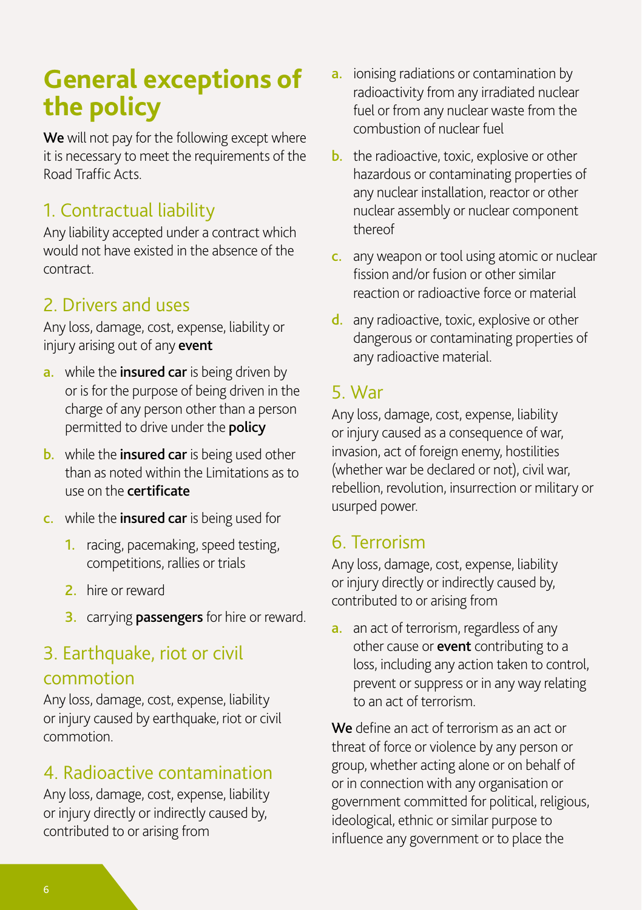# General exceptions of the policy

**We** will not pay for the following except where it is necessary to meet the requirements of the Road Traffic Acts.

## 1. Contractual liability

Any liability accepted under a contract which would not have existed in the absence of the contract.

## 2. Drivers and uses

Any loss, damage, cost, expense, liability or injury arising out of any **event**

- a. while the **insured car** is being driven by or is for the purpose of being driven in the charge of any person other than a person permitted to drive under the **policy**
- b. while the **insured car** is being used other than as noted within the Limitations as to use on the **certificate**
- c. while the **insured car** is being used for
  1. racing, pacemaking, speed testing, competitions, rallies or trials
  2. hire or reward
  3. carrying **passengers** for hire or reward.

## 3. Earthquake, riot or civil commotion

Any loss, damage, cost, expense, liability or injury caused by earthquake, riot or civil commotion.

## 4. Radioactive contamination

Any loss, damage, cost, expense, liability or injury directly or indirectly caused by, contributed to or arising from

- a. ionising radiations or contamination by radioactivity from any irradiated nuclear fuel or from any nuclear waste from the combustion of nuclear fuel
- b. the radioactive, toxic, explosive or other hazardous or contaminating properties of any nuclear installation, reactor or other nuclear assembly or nuclear component thereof
- c. any weapon or tool using atomic or nuclear fission and/or fusion or other similar reaction or radioactive force or material
- d. any radioactive, toxic, explosive or other dangerous or contaminating properties of any radioactive material.

## 5. War

Any loss, damage, cost, expense, liability or injury caused as a consequence of war, invasion, act of foreign enemy, hostilities (whether war be declared or not), civil war, rebellion, revolution, insurrection or military or usurped power.

## 6. Terrorism

Any loss, damage, cost, expense, liability or injury directly or indirectly caused by, contributed to or arising from

- a. an act of terrorism, regardless of any other cause or **event** contributing to a loss, including any action taken to control, prevent or suppress or in any way relating to an act of terrorism.

**We** define an act of terrorism as an act or threat of force or violence by any person or group, whether acting alone or on behalf of or in connection with any organisation or government committed for political, religious, ideological, ethnic or similar purpose to influence any government or to place the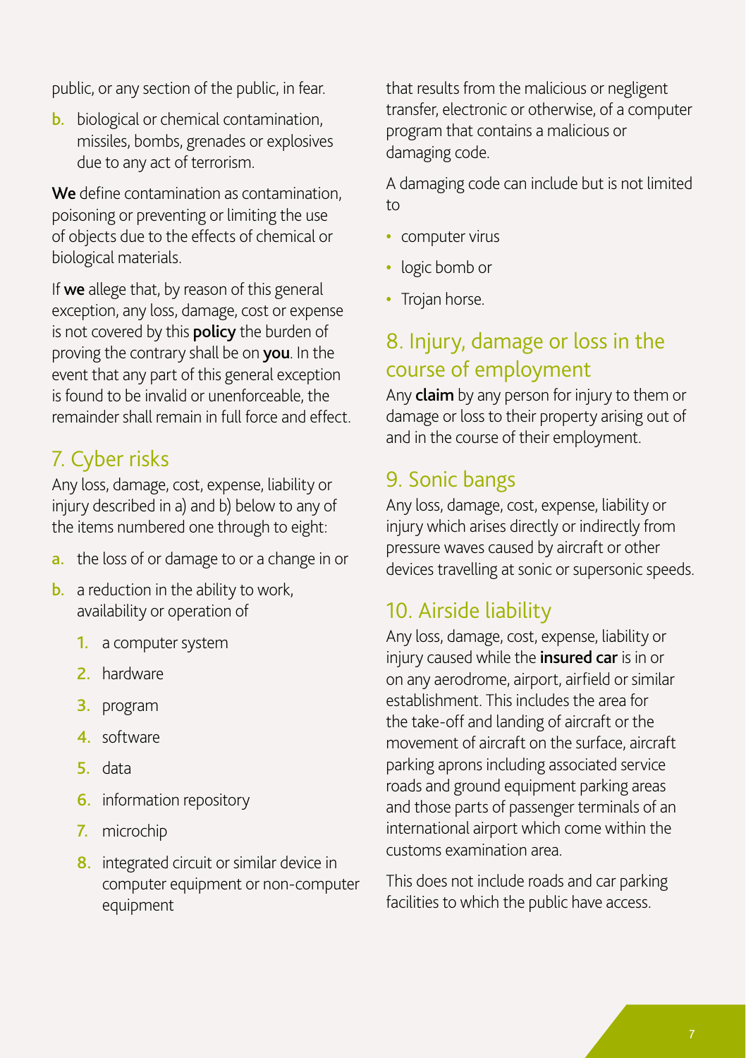public, or any section of the public, in fear.

**b.** biological or chemical contamination, missiles, bombs, grenades or explosives due to any act of terrorism.

**We** define contamination as contamination, poisoning or preventing or limiting the use of objects due to the effects of chemical or biological materials.

If **we** allege that, by reason of this general exception, any loss, damage, cost or expense is not covered by this **policy** the burden of proving the contrary shall be on **you**. In the event that any part of this general exception is found to be invalid or unenforceable, the remainder shall remain in full force and effect.

## 7. Cyber risks

Any loss, damage, cost, expense, liability or injury described in a) and b) below to any of the items numbered one through to eight:

**a.** the loss of or damage to or a change in or

**b.** a reduction in the ability to work, availability or operation of

1. a computer system
2. hardware
3. program
4. software
5. data
6. information repository
7. microchip
8. integrated circuit or similar device in computer equipment or non-computer equipment

that results from the malicious or negligent transfer, electronic or otherwise, of a computer program that contains a malicious or damaging code.

A damaging code can include but is not limited to

- computer virus
- logic bomb or
- Trojan horse.

## 8. Injury, damage or loss in the course of employment

Any **claim** by any person for injury to them or damage or loss to their property arising out of and in the course of their employment.

## 9. Sonic bangs

Any loss, damage, cost, expense, liability or injury which arises directly or indirectly from pressure waves caused by aircraft or other devices travelling at sonic or supersonic speeds.

## 10. Airside liability

Any loss, damage, cost, expense, liability or injury caused while the **insured car** is in or on any aerodrome, airport, airfield or similar establishment. This includes the area for the take-off and landing of aircraft or the movement of aircraft on the surface, aircraft parking aprons including associated service roads and ground equipment parking areas and those parts of passenger terminals of an international airport which come within the customs examination area.

This does not include roads and car parking facilities to which the public have access.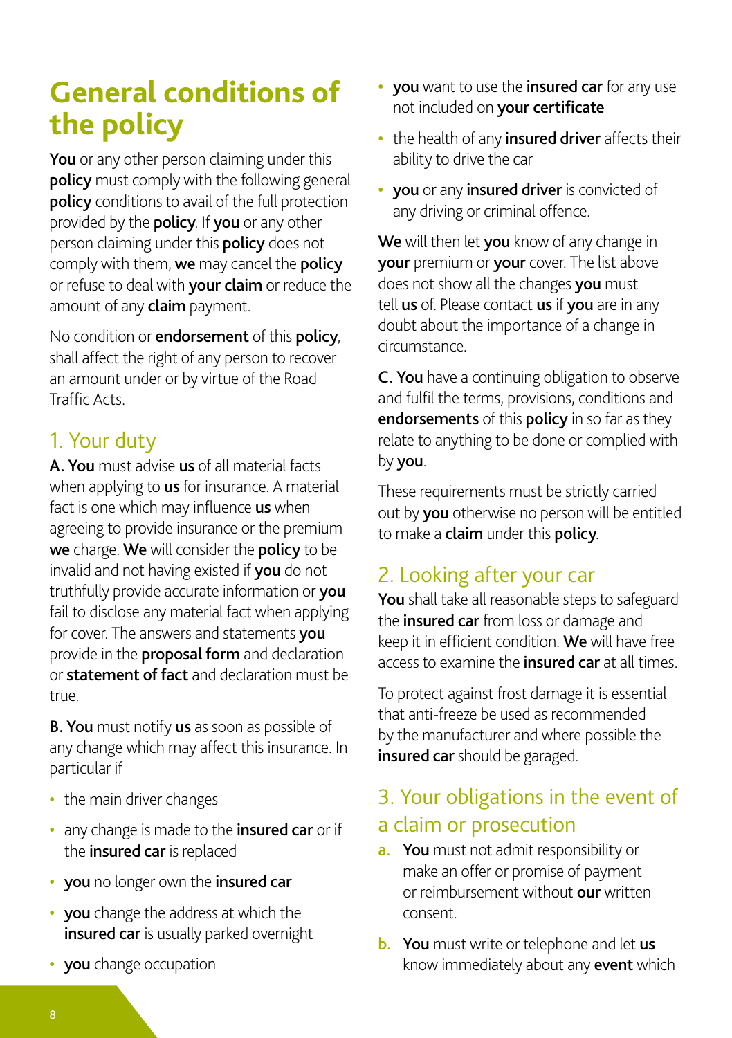# General conditions of the policy

**You** or any other person claiming under this **policy** must comply with the following general **policy** conditions to avail of the full protection provided by the **policy**. If **you** or any other person claiming under this **policy** does not comply with them, **we** may cancel the **policy** or refuse to deal with **your claim** or reduce the amount of any **claim** payment.

No condition or **endorsement** of this **policy**, shall affect the right of any person to recover an amount under or by virtue of the Road Traffic Acts.

## 1. Your duty

**A. You** must advise **us** of all material facts when applying to **us** for insurance. A material fact is one which may influence **us** when agreeing to provide insurance or the premium **we** charge. **We** will consider the **policy** to be invalid and not having existed if **you** do not truthfully provide accurate information or **you** fail to disclose any material fact when applying for cover. The answers and statements **you** provide in the **proposal form** and declaration or **statement of fact** and declaration must be true.

**B. You** must notify **us** as soon as possible of any change which may affect this insurance. In particular if

- the main driver changes
- any change is made to the **insured car** or if the **insured car** is replaced
- **you** no longer own the **insured car**
- **you** change the address at which the **insured car** is usually parked overnight
- **you** change occupation
- **you** want to use the **insured car** for any use not included on **your certificate**
- the health of any **insured driver** affects their ability to drive the car
- **you** or any **insured driver** is convicted of any driving or criminal offence.

**We** will then let **you** know of any change in **your** premium or **your** cover. The list above does not show all the changes **you** must tell **us** of. Please contact **us** if **you** are in any doubt about the importance of a change in circumstance.

**C. You** have a continuing obligation to observe and fulfil the terms, provisions, conditions and **endorsements** of this **policy** in so far as they relate to anything to be done or complied with by **you**.

These requirements must be strictly carried out by **you** otherwise no person will be entitled to make a **claim** under this **policy**.

## 2. Looking after your car

**You** shall take all reasonable steps to safeguard the **insured car** from loss or damage and keep it in efficient condition. **We** will have free access to examine the **insured car** at all times.

To protect against frost damage it is essential that anti-freeze be used as recommended by the manufacturer and where possible the **insured car** should be garaged.

## 3. Your obligations in the event of a claim or prosecution

a. **You** must not admit responsibility or make an offer or promise of payment or reimbursement without **our** written consent.

b. **You** must write or telephone and let **us** know immediately about any **event** which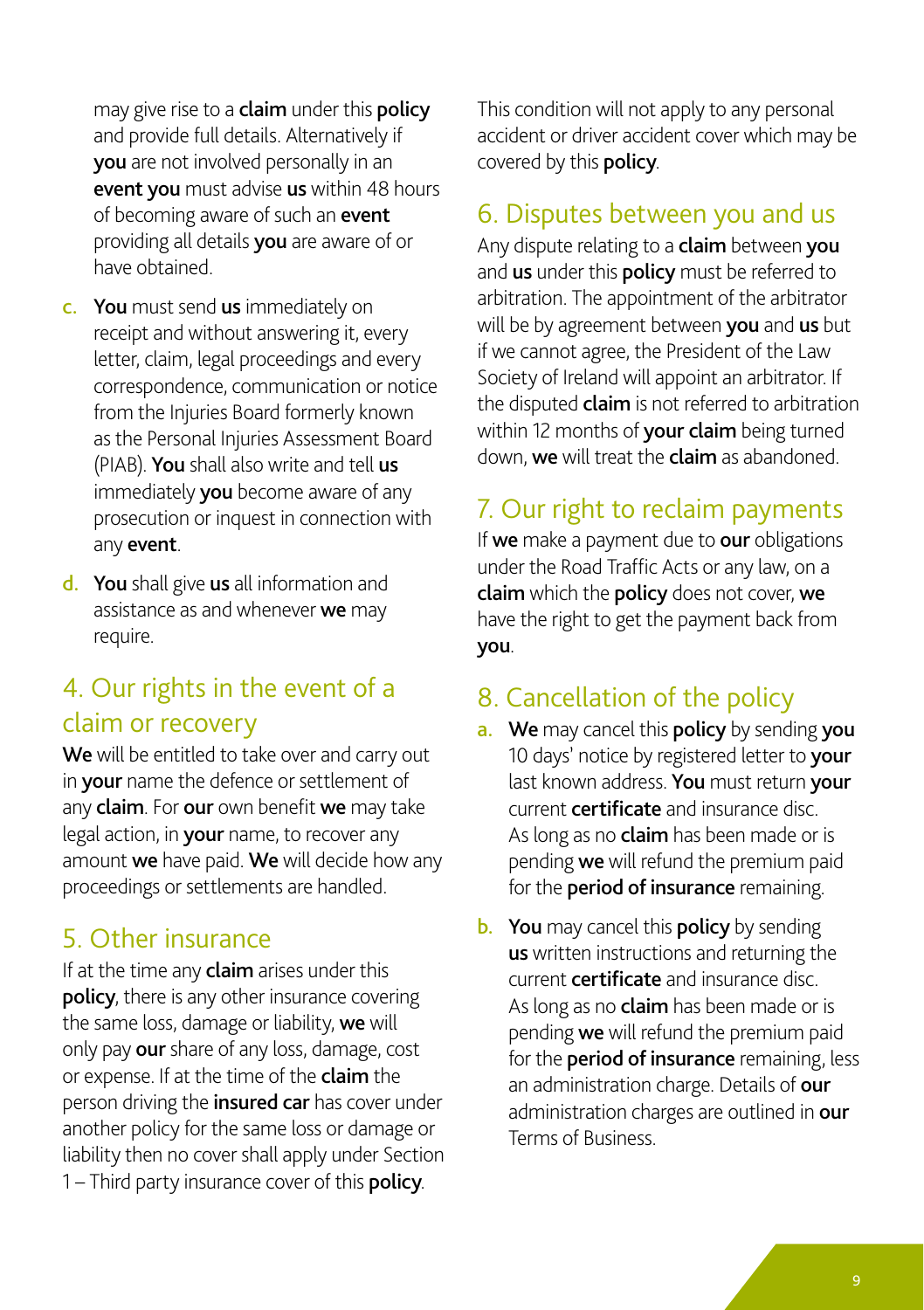may give rise to a **claim** under this **policy** and provide full details. Alternatively if **you** are not involved personally in an **event you** must advise **us** within 48 hours of becoming aware of such an **event** providing all details **you** are aware of or have obtained.

c. **You** must send **us** immediately on receipt and without answering it, every letter, claim, legal proceedings and every correspondence, communication or notice from the Injuries Board formerly known as the Personal Injuries Assessment Board (PIAB). **You** shall also write and tell **us** immediately **you** become aware of any prosecution or inquest in connection with any **event**.

d. **You** shall give **us** all information and assistance as and whenever **we** may require.

## 4. Our rights in the event of a claim or recovery

**We** will be entitled to take over and carry out in **your** name the defence or settlement of any **claim**. For **our** own benefit **we** may take legal action, in **your** name, to recover any amount **we** have paid. **We** will decide how any proceedings or settlements are handled.

## 5. Other insurance

If at the time any **claim** arises under this **policy**, there is any other insurance covering the same loss, damage or liability, **we** will only pay **our** share of any loss, damage, cost or expense. If at the time of the **claim** the person driving the **insured car** has cover under another policy for the same loss or damage or liability then no cover shall apply under Section 1 – Third party insurance cover of this **policy**.

This condition will not apply to any personal accident or driver accident cover which may be covered by this **policy**.

## 6. Disputes between you and us

Any dispute relating to a **claim** between **you** and **us** under this **policy** must be referred to arbitration. The appointment of the arbitrator will be by agreement between **you** and **us** but if we cannot agree, the President of the Law Society of Ireland will appoint an arbitrator. If the disputed **claim** is not referred to arbitration within 12 months of **your claim** being turned down, **we** will treat the **claim** as abandoned.

## 7. Our right to reclaim payments

If **we** make a payment due to **our** obligations under the Road Traffic Acts or any law, on a **claim** which the **policy** does not cover, **we** have the right to get the payment back from **you**.

## 8. Cancellation of the policy

a. **We** may cancel this **policy** by sending **you** 10 days' notice by registered letter to **your** last known address. **You** must return **your** current **certificate** and insurance disc. As long as no **claim** has been made or is pending **we** will refund the premium paid for the **period of insurance** remaining.

b. **You** may cancel this **policy** by sending **us** written instructions and returning the current **certificate** and insurance disc. As long as no **claim** has been made or is pending **we** will refund the premium paid for the **period of insurance** remaining, less an administration charge. Details of **our** administration charges are outlined in **our** Terms of Business.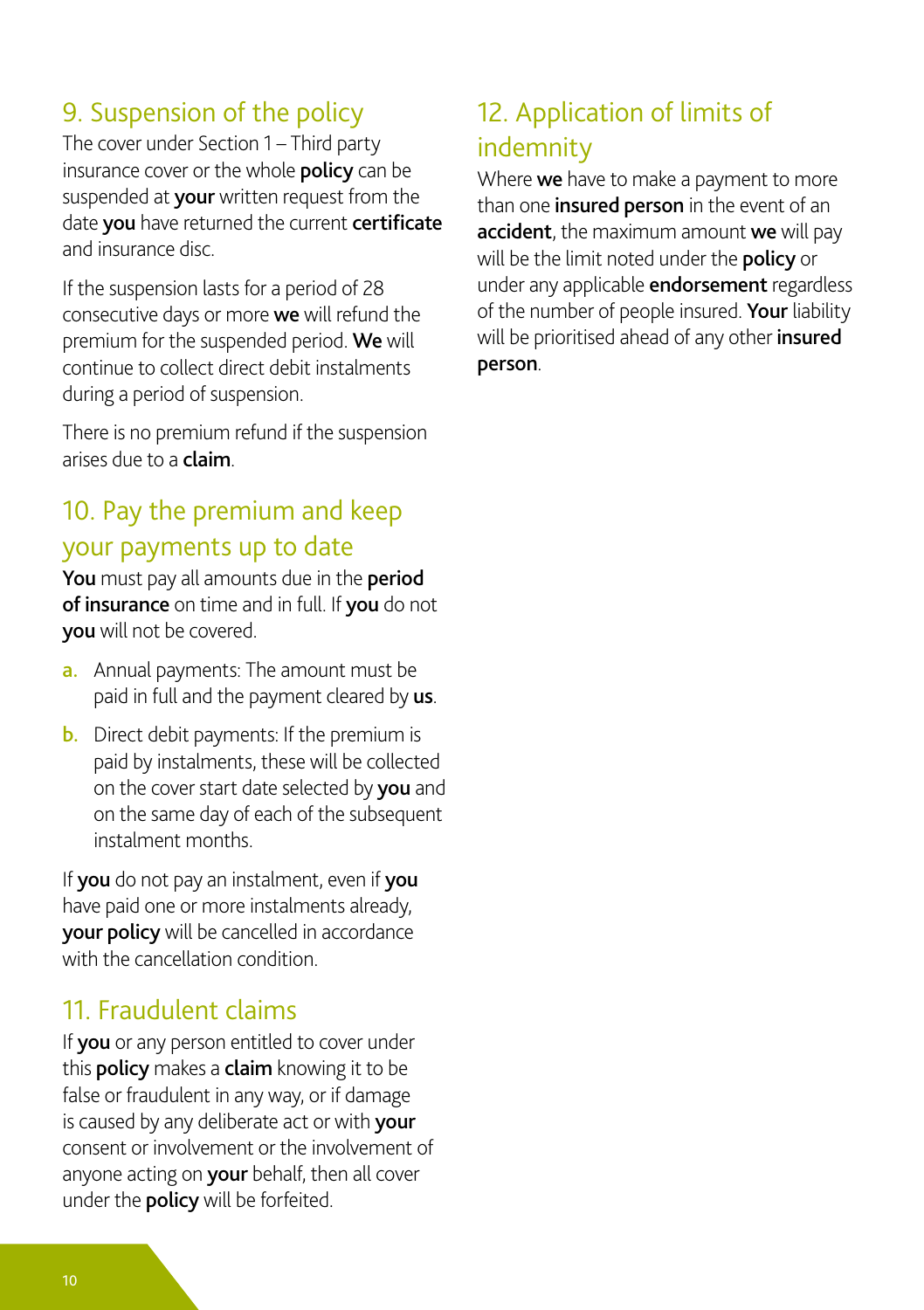## 9. Suspension of the policy

The cover under Section 1 – Third party insurance cover or the whole **policy** can be suspended at **your** written request from the date **you** have returned the current **certificate** and insurance disc.

If the suspension lasts for a period of 28 consecutive days or more **we** will refund the premium for the suspended period. **We** will continue to collect direct debit instalments during a period of suspension.

There is no premium refund if the suspension arises due to a **claim**.

## 10. Pay the premium and keep your payments up to date

**You** must pay all amounts due in the **period of insurance** on time and in full. If **you** do not **you** will not be covered.

a. Annual payments: The amount must be paid in full and the payment cleared by **us**.

b. Direct debit payments: If the premium is paid by instalments, these will be collected on the cover start date selected by **you** and on the same day of each of the subsequent instalment months.

If **you** do not pay an instalment, even if **you** have paid one or more instalments already, **your policy** will be cancelled in accordance with the cancellation condition.

## 11. Fraudulent claims

If **you** or any person entitled to cover under this **policy** makes a **claim** knowing it to be false or fraudulent in any way, or if damage is caused by any deliberate act or with **your** consent or involvement or the involvement of anyone acting on **your** behalf, then all cover under the **policy** will be forfeited.

## 12. Application of limits of indemnity

Where **we** have to make a payment to more than one **insured person** in the event of an **accident**, the maximum amount **we** will pay will be the limit noted under the **policy** or under any applicable **endorsement** regardless of the number of people insured. **Your** liability will be prioritised ahead of any other **insured person**.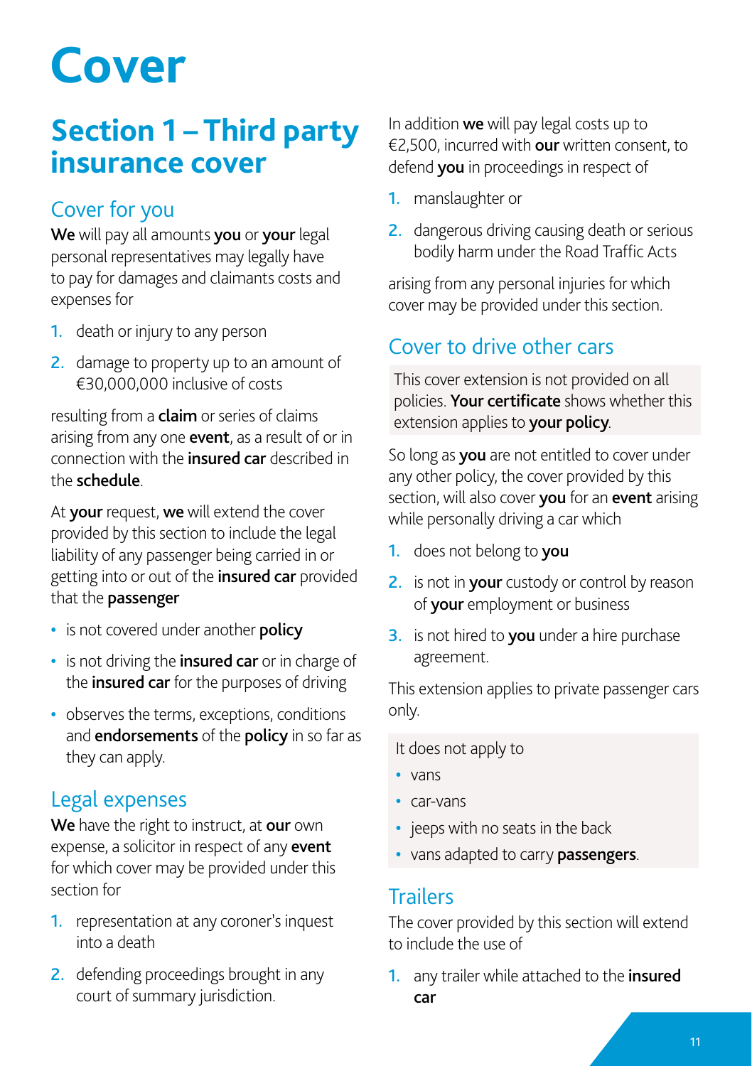# Cover

## Section 1 – Third party insurance cover

### Cover for you

**We** will pay all amounts **you** or **your** legal personal representatives may legally have to pay for damages and claimants costs and expenses for

1. death or injury to any person
2. damage to property up to an amount of €30,000,000 inclusive of costs

resulting from a **claim** or series of claims arising from any one **event**, as a result of or in connection with the **insured car** described in the **schedule**.

At **your** request, **we** will extend the cover provided by this section to include the legal liability of any passenger being carried in or getting into or out of the **insured car** provided that the **passenger**

- is not covered under another **policy**
- is not driving the **insured car** or in charge of the **insured car** for the purposes of driving
- observes the terms, exceptions, conditions and **endorsements** of the **policy** in so far as they can apply.

### Legal expenses

**We** have the right to instruct, at **our** own expense, a solicitor in respect of any **event** for which cover may be provided under this section for

1. representation at any coroner's inquest into a death
2. defending proceedings brought in any court of summary jurisdiction.

In addition **we** will pay legal costs up to €2,500, incurred with **our** written consent, to defend **you** in proceedings in respect of

1. manslaughter or
2. dangerous driving causing death or serious bodily harm under the Road Traffic Acts

arising from any personal injuries for which cover may be provided under this section.

### Cover to drive other cars

This cover extension is not provided on all policies. **Your certificate** shows whether this extension applies to **your policy**.

So long as **you** are not entitled to cover under any other policy, the cover provided by this section, will also cover **you** for an **event** arising while personally driving a car which

1. does not belong to **you**
2. is not in **your** custody or control by reason of **your** employment or business
3. is not hired to **you** under a hire purchase agreement.

This extension applies to private passenger cars only.

It does not apply to

- vans
- car-vans
- jeeps with no seats in the back
- vans adapted to carry **passengers**.

### Trailers

The cover provided by this section will extend to include the use of

1. any trailer while attached to the **insured car**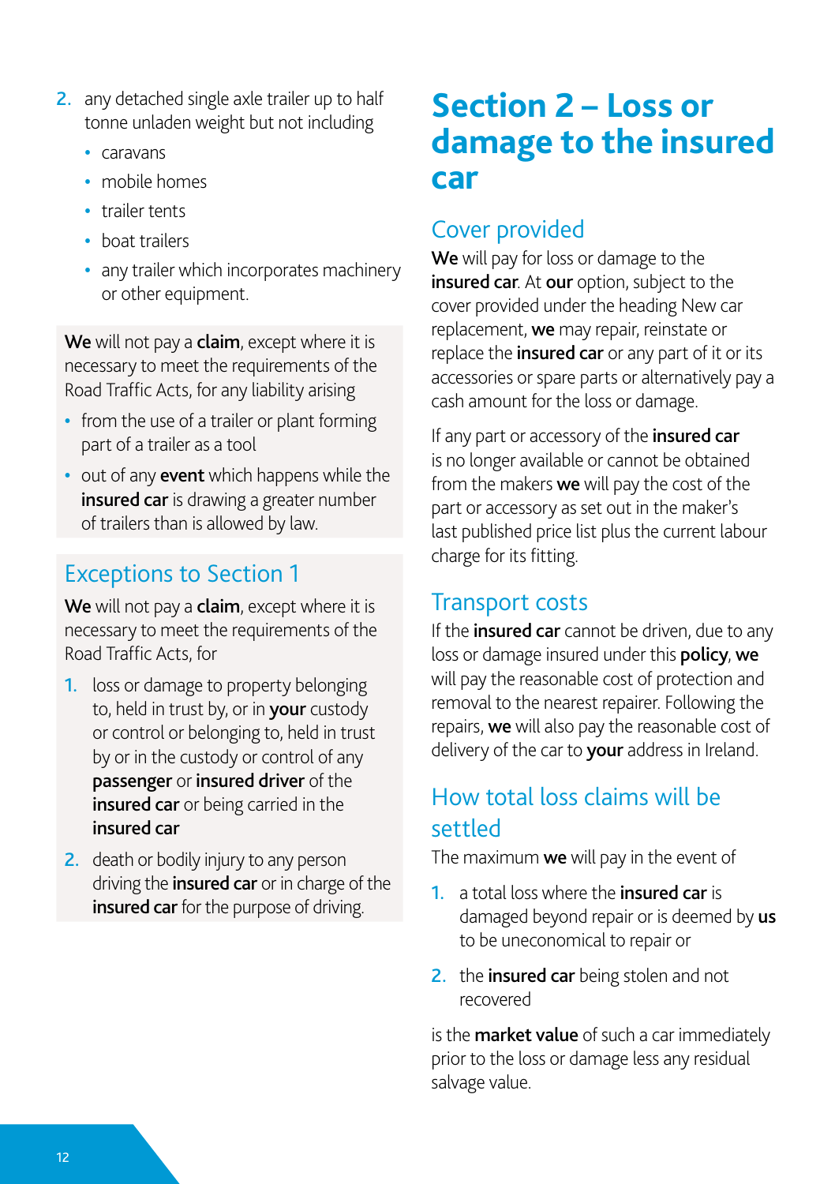2. any detached single axle trailer up to half tonne unladen weight but not including
    - caravans
    - mobile homes
    - trailer tents
    - boat trailers
    - any trailer which incorporates machinery or other equipment.

**We** will not pay a **claim**, except where it is necessary to meet the requirements of the Road Traffic Acts, for any liability arising

- from the use of a trailer or plant forming part of a trailer as a tool
- out of any **event** which happens while the **insured car** is drawing a greater number of trailers than is allowed by law.

## Exceptions to Section 1

**We** will not pay a **claim**, except where it is necessary to meet the requirements of the Road Traffic Acts, for

1. loss or damage to property belonging to, held in trust by, or in **your** custody or control or belonging to, held in trust by or in the custody or control of any **passenger** or **insured driver** of the **insured car** or being carried in the **insured car**
2. death or bodily injury to any person driving the **insured car** or in charge of the **insured car** for the purpose of driving.

# Section 2 – Loss or damage to the insured car

## Cover provided

**We** will pay for loss or damage to the **insured car**. At **our** option, subject to the cover provided under the heading New car replacement, **we** may repair, reinstate or replace the **insured car** or any part of it or its accessories or spare parts or alternatively pay a cash amount for the loss or damage.

If any part or accessory of the **insured car** is no longer available or cannot be obtained from the makers **we** will pay the cost of the part or accessory as set out in the maker's last published price list plus the current labour charge for its fitting.

## Transport costs

If the **insured car** cannot be driven, due to any loss or damage insured under this **policy**, **we** will pay the reasonable cost of protection and removal to the nearest repairer. Following the repairs, **we** will also pay the reasonable cost of delivery of the car to **your** address in Ireland.

## How total loss claims will be settled

The maximum **we** will pay in the event of

1. a total loss where the **insured car** is damaged beyond repair or is deemed by **us** to be uneconomical to repair or
2. the **insured car** being stolen and not recovered

is the **market value** of such a car immediately prior to the loss or damage less any residual salvage value.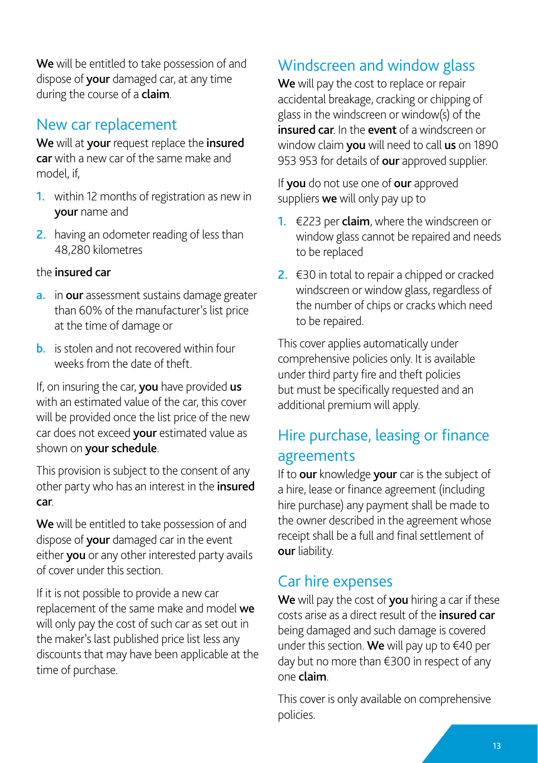**We** will be entitled to take possession of and dispose of **your** damaged car, at any time during the course of a **claim**.

## New car replacement

**We** will at **your** request replace the **insured car** with a new car of the same make and model, if,

1. within 12 months of registration as new in **your** name and
2. having an odometer reading of less than 48,280 kilometres

the **insured car**

a. in **our** assessment sustains damage greater than 60% of the manufacturer's list price at the time of damage or

b. is stolen and not recovered within four weeks from the date of theft.

If, on insuring the car, **you** have provided **us** with an estimated value of the car, this cover will be provided once the list price of the new car does not exceed **your** estimated value as shown on **your schedule**.

This provision is subject to the consent of any other party who has an interest in the **insured car**.

**We** will be entitled to take possession of and dispose of **your** damaged car in the event either **you** or any other interested party avails of cover under this section.

If it is not possible to provide a new car replacement of the same make and model **we** will only pay the cost of such car as set out in the maker's last published price list less any discounts that may have been applicable at the time of purchase.

## Windscreen and window glass

**We** will pay the cost to replace or repair accidental breakage, cracking or chipping of glass in the windscreen or window(s) of the **insured car**. In the **event** of a windscreen or window claim **you** will need to call **us** on 1890 953 953 for details of **our** approved supplier.

If **you** do not use one of **our** approved suppliers **we** will only pay up to

1. €223 per **claim**, where the windscreen or window glass cannot be repaired and needs to be replaced
2. €30 in total to repair a chipped or cracked windscreen or window glass, regardless of the number of chips or cracks which need to be repaired.

This cover applies automatically under comprehensive policies only. It is available under third party fire and theft policies but must be specifically requested and an additional premium will apply.

## Hire purchase, leasing or finance agreements

If to **our** knowledge **your** car is the subject of a hire, lease or finance agreement (including hire purchase) any payment shall be made to the owner described in the agreement whose receipt shall be a full and final settlement of **our** liability.

## Car hire expenses

**We** will pay the cost of **you** hiring a car if these costs arise as a direct result of the **insured car** being damaged and such damage is covered under this section. **We** will pay up to €40 per day but no more than €300 in respect of any one **claim**.

This cover is only available on comprehensive policies.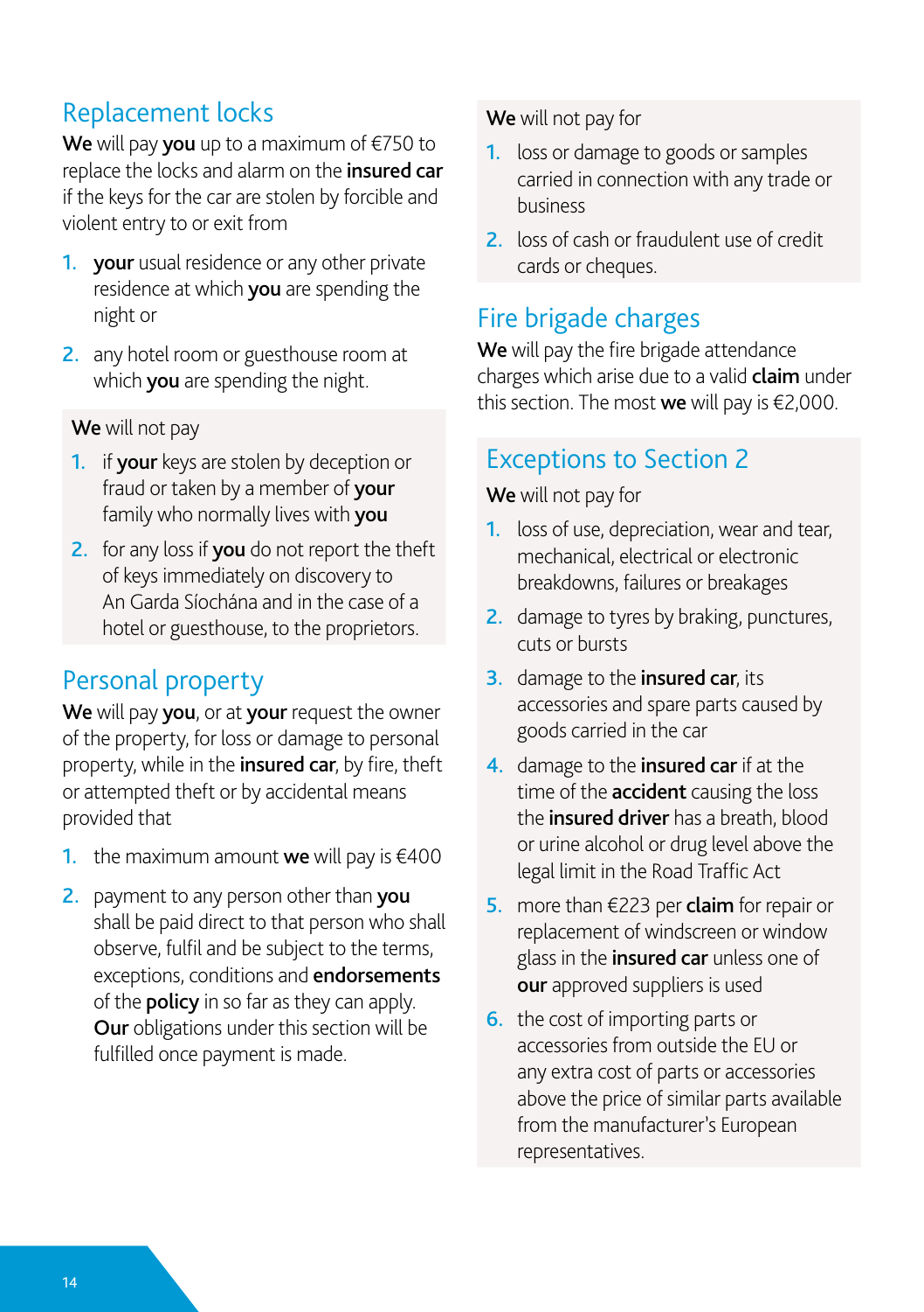## Replacement locks

**We** will pay **you** up to a maximum of €750 to replace the locks and alarm on the **insured car** if the keys for the car are stolen by forcible and violent entry to or exit from

1. **your** usual residence or any other private residence at which **you** are spending the night or
2. any hotel room or guesthouse room at which **you** are spending the night.

**We** will not pay

1. if **your** keys are stolen by deception or fraud or taken by a member of **your** family who normally lives with **you**
2. for any loss if **you** do not report the theft of keys immediately on discovery to An Garda Síochána and in the case of a hotel or guesthouse, to the proprietors.

## Personal property

**We** will pay **you**, or at **your** request the owner of the property, for loss or damage to personal property, while in the **insured car**, by fire, theft or attempted theft or by accidental means provided that

1. the maximum amount **we** will pay is €400
2. payment to any person other than **you** shall be paid direct to that person who shall observe, fulfil and be subject to the terms, exceptions, conditions and **endorsements** of the **policy** in so far as they can apply. **Our** obligations under this section will be fulfilled once payment is made.

**We** will not pay for

1. loss or damage to goods or samples carried in connection with any trade or business
2. loss of cash or fraudulent use of credit cards or cheques.

## Fire brigade charges

**We** will pay the fire brigade attendance charges which arise due to a valid **claim** under this section. The most **we** will pay is €2,000.

## Exceptions to Section 2

**We** will not pay for

1. loss of use, depreciation, wear and tear, mechanical, electrical or electronic breakdowns, failures or breakages
2. damage to tyres by braking, punctures, cuts or bursts
3. damage to the **insured car**, its accessories and spare parts caused by goods carried in the car
4. damage to the **insured car** if at the time of the **accident** causing the loss the **insured driver** has a breath, blood or urine alcohol or drug level above the legal limit in the Road Traffic Act
5. more than €223 per **claim** for repair or replacement of windscreen or window glass in the **insured car** unless one of **our** approved suppliers is used
6. the cost of importing parts or accessories from outside the EU or any extra cost of parts or accessories above the price of similar parts available from the manufacturer's European representatives.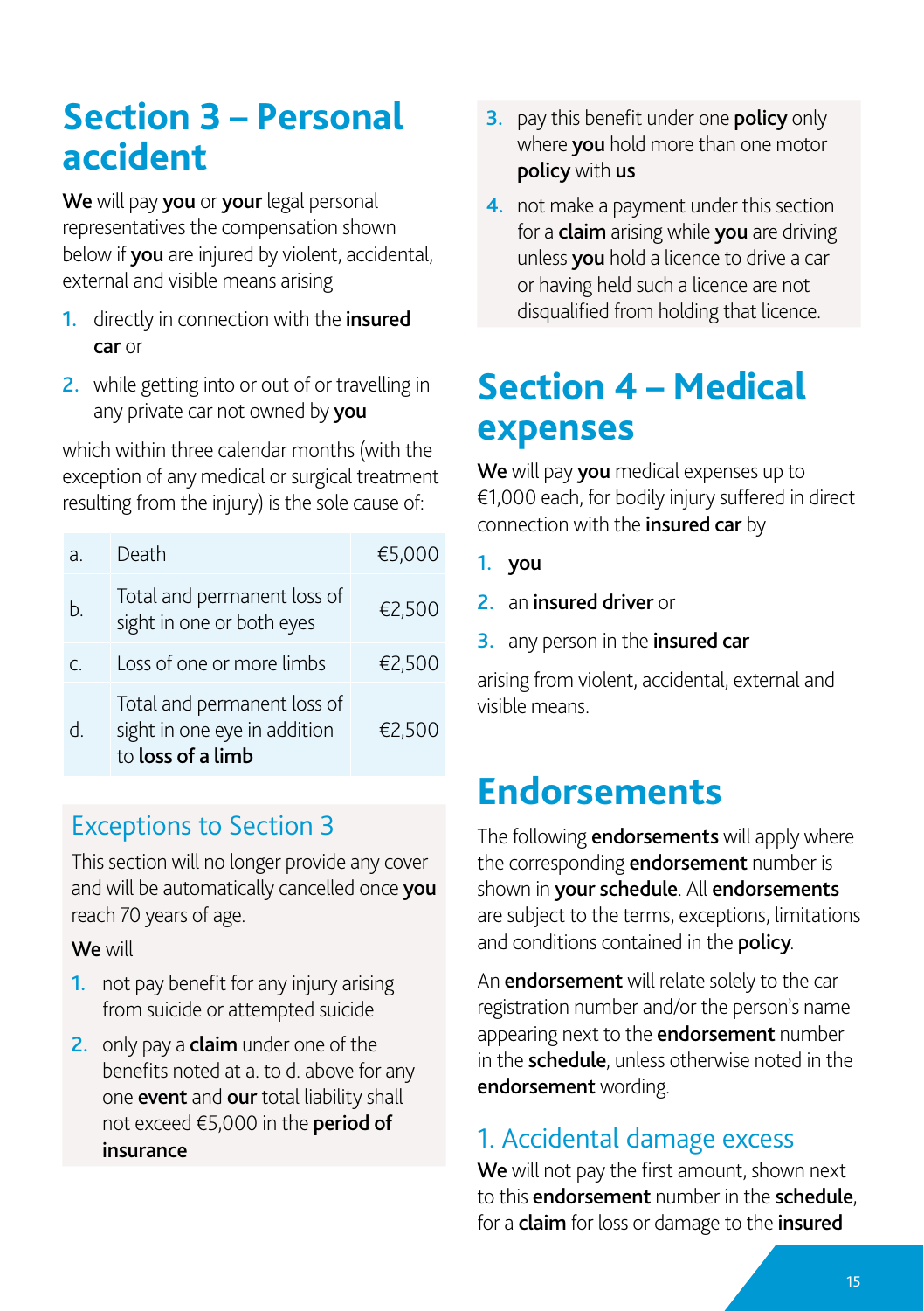# Section 3 – Personal accident

**We** will pay **you** or **your** legal personal representatives the compensation shown below if **you** are injured by violent, accidental, external and visible means arising

1. directly in connection with the **insured car** or
2. while getting into or out of or travelling in any private car not owned by **you**

which within three calendar months (with the exception of any medical or surgical treatment resulting from the injury) is the sole cause of:

| | | |
|---|---|---|
| a. | Death | €5,000 |
| b. | Total and permanent loss of sight in one or both eyes | €2,500 |
| c. | Loss of one or more limbs | €2,500 |
| d. | Total and permanent loss of sight in one eye in addition to **loss of a limb** | €2,500 |

## Exceptions to Section 3

This section will no longer provide any cover and will be automatically cancelled once **you** reach 70 years of age.

**We** will

1. not pay benefit for any injury arising from suicide or attempted suicide
2. only pay a **claim** under one of the benefits noted at a. to d. above for any one **event** and **our** total liability shall not exceed €5,000 in the **period of insurance**
3. pay this benefit under one **policy** only where **you** hold more than one motor **policy** with **us**
4. not make a payment under this section for a **claim** arising while **you** are driving unless **you** hold a licence to drive a car or having held such a licence are not disqualified from holding that licence.

# Section 4 – Medical expenses

**We** will pay **you** medical expenses up to €1,000 each, for bodily injury suffered in direct connection with the **insured car** by

1. **you**
2. an **insured driver** or
3. any person in the **insured car**

arising from violent, accidental, external and visible means.

# Endorsements

The following **endorsements** will apply where the corresponding **endorsement** number is shown in **your schedule**. All **endorsements** are subject to the terms, exceptions, limitations and conditions contained in the **policy**.

An **endorsement** will relate solely to the car registration number and/or the person's name appearing next to the **endorsement** number in the **schedule**, unless otherwise noted in the **endorsement** wording.

## 1. Accidental damage excess

**We** will not pay the first amount, shown next to this **endorsement** number in the **schedule**, for a **claim** for loss or damage to the **insured**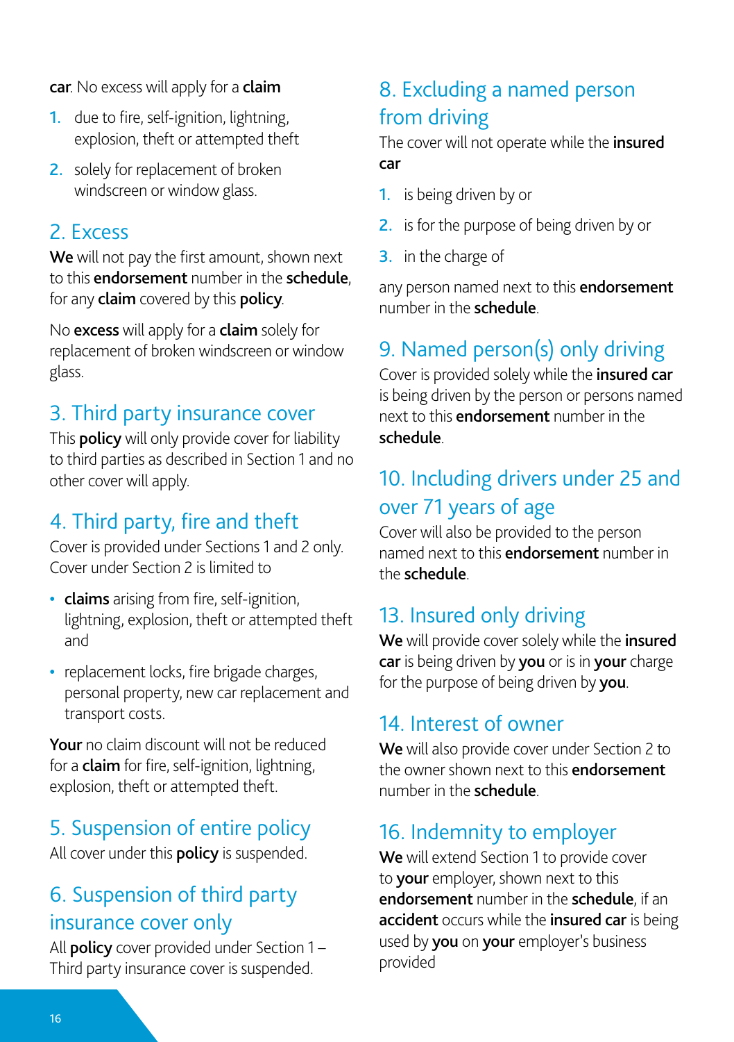**car**. No excess will apply for a **claim**

1. due to fire, self-ignition, lightning, explosion, theft or attempted theft
2. solely for replacement of broken windscreen or window glass.

## 2. Excess

**We** will not pay the first amount, shown next to this **endorsement** number in the **schedule**, for any **claim** covered by this **policy**.

No **excess** will apply for a **claim** solely for replacement of broken windscreen or window glass.

## 3. Third party insurance cover

This **policy** will only provide cover for liability to third parties as described in Section 1 and no other cover will apply.

## 4. Third party, fire and theft

Cover is provided under Sections 1 and 2 only. Cover under Section 2 is limited to

- **claims** arising from fire, self-ignition, lightning, explosion, theft or attempted theft and
- replacement locks, fire brigade charges, personal property, new car replacement and transport costs.

**Your** no claim discount will not be reduced for a **claim** for fire, self-ignition, lightning, explosion, theft or attempted theft.

## 5. Suspension of entire policy

All cover under this **policy** is suspended.

## 6. Suspension of third party insurance cover only

All **policy** cover provided under Section 1 – Third party insurance cover is suspended.

## 8. Excluding a named person from driving

The cover will not operate while the **insured car**

1. is being driven by or
2. is for the purpose of being driven by or
3. in the charge of

any person named next to this **endorsement** number in the **schedule**.

## 9. Named person(s) only driving

Cover is provided solely while the **insured car** is being driven by the person or persons named next to this **endorsement** number in the **schedule**.

## 10. Including drivers under 25 and over 71 years of age

Cover will also be provided to the person named next to this **endorsement** number in the **schedule**.

## 13. Insured only driving

**We** will provide cover solely while the **insured car** is being driven by **you** or is in **your** charge for the purpose of being driven by **you**.

## 14. Interest of owner

**We** will also provide cover under Section 2 to the owner shown next to this **endorsement** number in the **schedule**.

## 16. Indemnity to employer

**We** will extend Section 1 to provide cover to **your** employer, shown next to this **endorsement** number in the **schedule**, if an **accident** occurs while the **insured car** is being used by **you** on **your** employer's business provided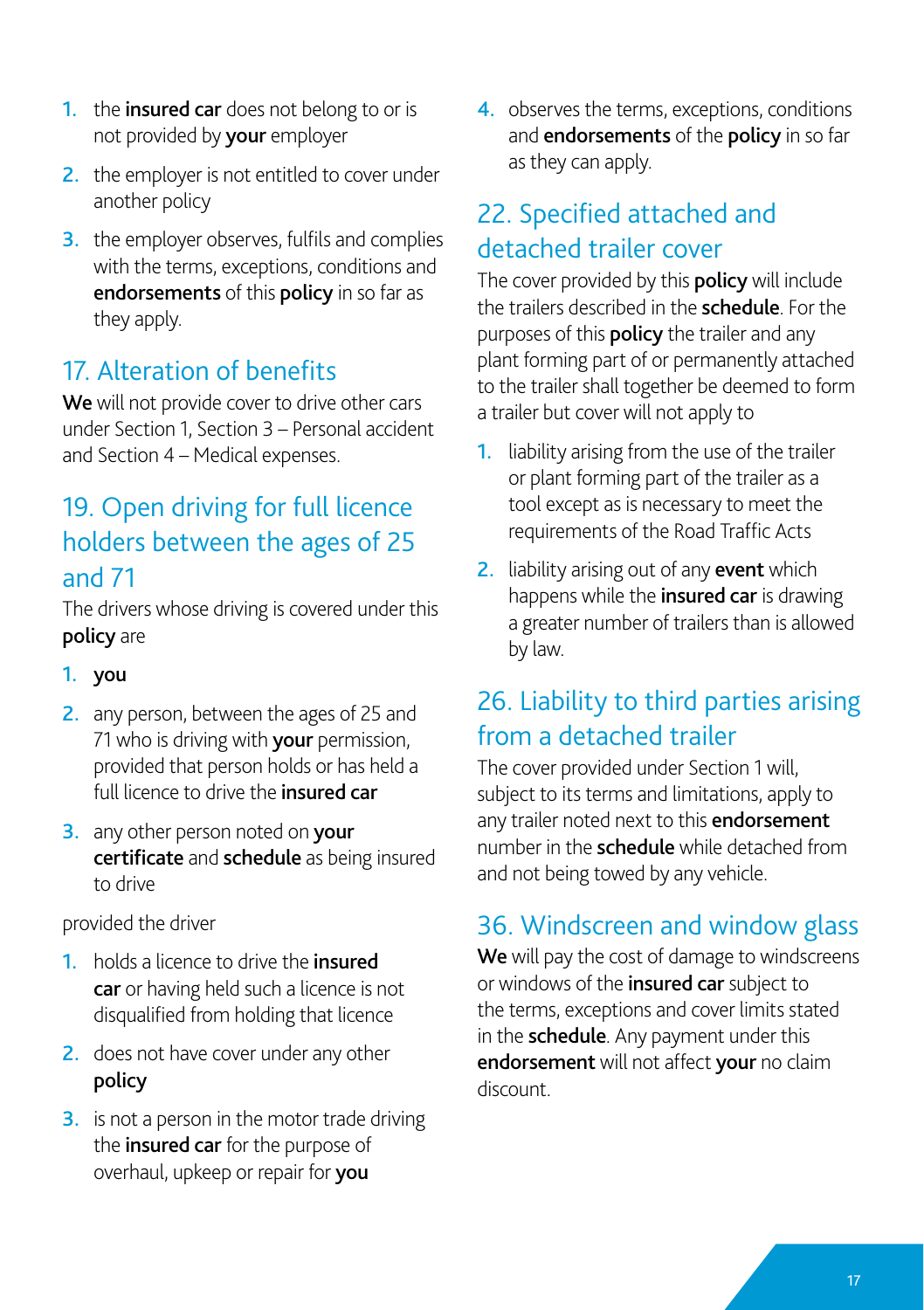1. the **insured car** does not belong to or is not provided by **your** employer
2. the employer is not entitled to cover under another policy
3. the employer observes, fulfils and complies with the terms, exceptions, conditions and **endorsements** of this **policy** in so far as they apply.

## 17. Alteration of benefits

**We** will not provide cover to drive other cars under Section 1, Section 3 – Personal accident and Section 4 – Medical expenses.

## 19. Open driving for full licence holders between the ages of 25 and 71

The drivers whose driving is covered under this **policy** are

1. **you**
2. any person, between the ages of 25 and 71 who is driving with **your** permission, provided that person holds or has held a full licence to drive the **insured car**
3. any other person noted on **your certificate** and **schedule** as being insured to drive

provided the driver

1. holds a licence to drive the **insured car** or having held such a licence is not disqualified from holding that licence
2. does not have cover under any other **policy**
3. is not a person in the motor trade driving the **insured car** for the purpose of overhaul, upkeep or repair for **you**
4. observes the terms, exceptions, conditions and **endorsements** of the **policy** in so far as they can apply.

## 22. Specified attached and detached trailer cover

The cover provided by this **policy** will include the trailers described in the **schedule**. For the purposes of this **policy** the trailer and any plant forming part of or permanently attached to the trailer shall together be deemed to form a trailer but cover will not apply to

1. liability arising from the use of the trailer or plant forming part of the trailer as a tool except as is necessary to meet the requirements of the Road Traffic Acts
2. liability arising out of any **event** which happens while the **insured car** is drawing a greater number of trailers than is allowed by law.

## 26. Liability to third parties arising from a detached trailer

The cover provided under Section 1 will, subject to its terms and limitations, apply to any trailer noted next to this **endorsement** number in the **schedule** while detached from and not being towed by any vehicle.

## 36. Windscreen and window glass

**We** will pay the cost of damage to windscreens or windows of the **insured car** subject to the terms, exceptions and cover limits stated in the **schedule**. Any payment under this **endorsement** will not affect **your** no claim discount.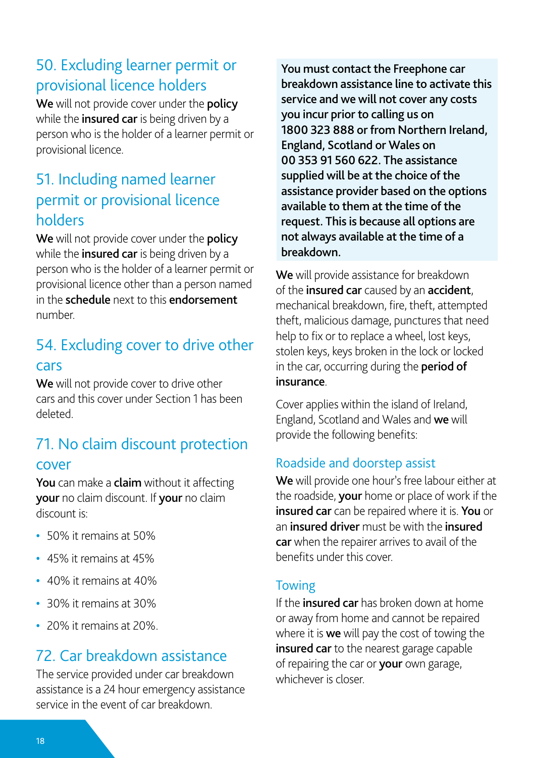## 50. Excluding learner permit or provisional licence holders

**We** will not provide cover under the **policy** while the **insured car** is being driven by a person who is the holder of a learner permit or provisional licence.

## 51. Including named learner permit or provisional licence holders

**We** will not provide cover under the **policy** while the **insured car** is being driven by a person who is the holder of a learner permit or provisional licence other than a person named in the **schedule** next to this **endorsement** number.

## 54. Excluding cover to drive other cars

**We** will not provide cover to drive other cars and this cover under Section 1 has been deleted.

## 71. No claim discount protection cover

**You** can make a **claim** without it affecting **your** no claim discount. If **your** no claim discount is:

- 50% it remains at 50%
- 45% it remains at 45%
- 40% it remains at 40%
- 30% it remains at 30%
- 20% it remains at 20%.

## 72. Car breakdown assistance

The service provided under car breakdown assistance is a 24 hour emergency assistance service in the event of car breakdown.

**You must contact the Freephone car breakdown assistance line to activate this service and we will not cover any costs you incur prior to calling us on 1800 323 888 or from Northern Ireland, England, Scotland or Wales on 00 353 91 560 622. The assistance supplied will be at the choice of the assistance provider based on the options available to them at the time of the request. This is because all options are not always available at the time of a breakdown.**

**We** will provide assistance for breakdown of the **insured car** caused by an **accident**, mechanical breakdown, fire, theft, attempted theft, malicious damage, punctures that need help to fix or to replace a wheel, lost keys, stolen keys, keys broken in the lock or locked in the car, occurring during the **period of insurance**.

Cover applies within the island of Ireland, England, Scotland and Wales and **we** will provide the following benefits:

### Roadside and doorstep assist

**We** will provide one hour's free labour either at the roadside, **your** home or place of work if the **insured car** can be repaired where it is. **You** or an **insured driver** must be with the **insured car** when the repairer arrives to avail of the benefits under this cover.

### Towing

If the **insured car** has broken down at home or away from home and cannot be repaired where it is **we** will pay the cost of towing the **insured car** to the nearest garage capable of repairing the car or **your** own garage, whichever is closer.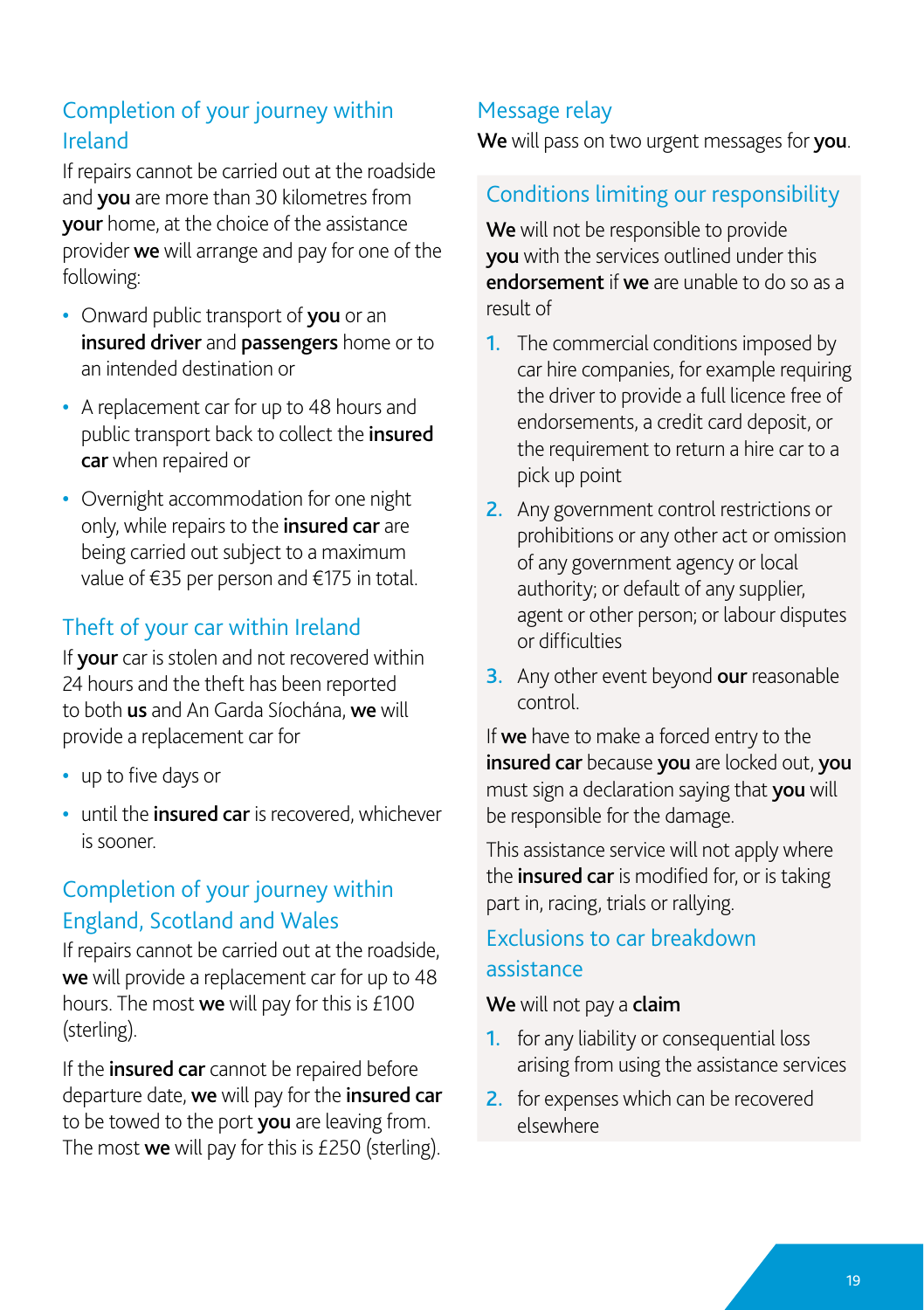## Completion of your journey within Ireland

If repairs cannot be carried out at the roadside and **you** are more than 30 kilometres from **your** home, at the choice of the assistance provider **we** will arrange and pay for one of the following:

- Onward public transport of **you** or an **insured driver** and **passengers** home or to an intended destination or
- A replacement car for up to 48 hours and public transport back to collect the **insured car** when repaired or
- Overnight accommodation for one night only, while repairs to the **insured car** are being carried out subject to a maximum value of €35 per person and €175 in total.

## Theft of your car within Ireland

If **your** car is stolen and not recovered within 24 hours and the theft has been reported to both **us** and An Garda Síochána, **we** will provide a replacement car for

- up to five days or
- until the **insured car** is recovered, whichever is sooner.

## Completion of your journey within England, Scotland and Wales

If repairs cannot be carried out at the roadside, **we** will provide a replacement car for up to 48 hours. The most **we** will pay for this is £100 (sterling).

If the **insured car** cannot be repaired before departure date, **we** will pay for the **insured car** to be towed to the port **you** are leaving from. The most **we** will pay for this is £250 (sterling).

## Message relay

**We** will pass on two urgent messages for **you**.

## Conditions limiting our responsibility

**We** will not be responsible to provide **you** with the services outlined under this **endorsement** if **we** are unable to do so as a result of

1. The commercial conditions imposed by car hire companies, for example requiring the driver to provide a full licence free of endorsements, a credit card deposit, or the requirement to return a hire car to a pick up point
2. Any government control restrictions or prohibitions or any other act or omission of any government agency or local authority; or default of any supplier, agent or other person; or labour disputes or difficulties
3. Any other event beyond **our** reasonable control.

If **we** have to make a forced entry to the **insured car** because **you** are locked out, **you** must sign a declaration saying that **you** will be responsible for the damage.

This assistance service will not apply where the **insured car** is modified for, or is taking part in, racing, trials or rallying.

## Exclusions to car breakdown assistance

**We** will not pay a **claim**

1. for any liability or consequential loss arising from using the assistance services
2. for expenses which can be recovered elsewhere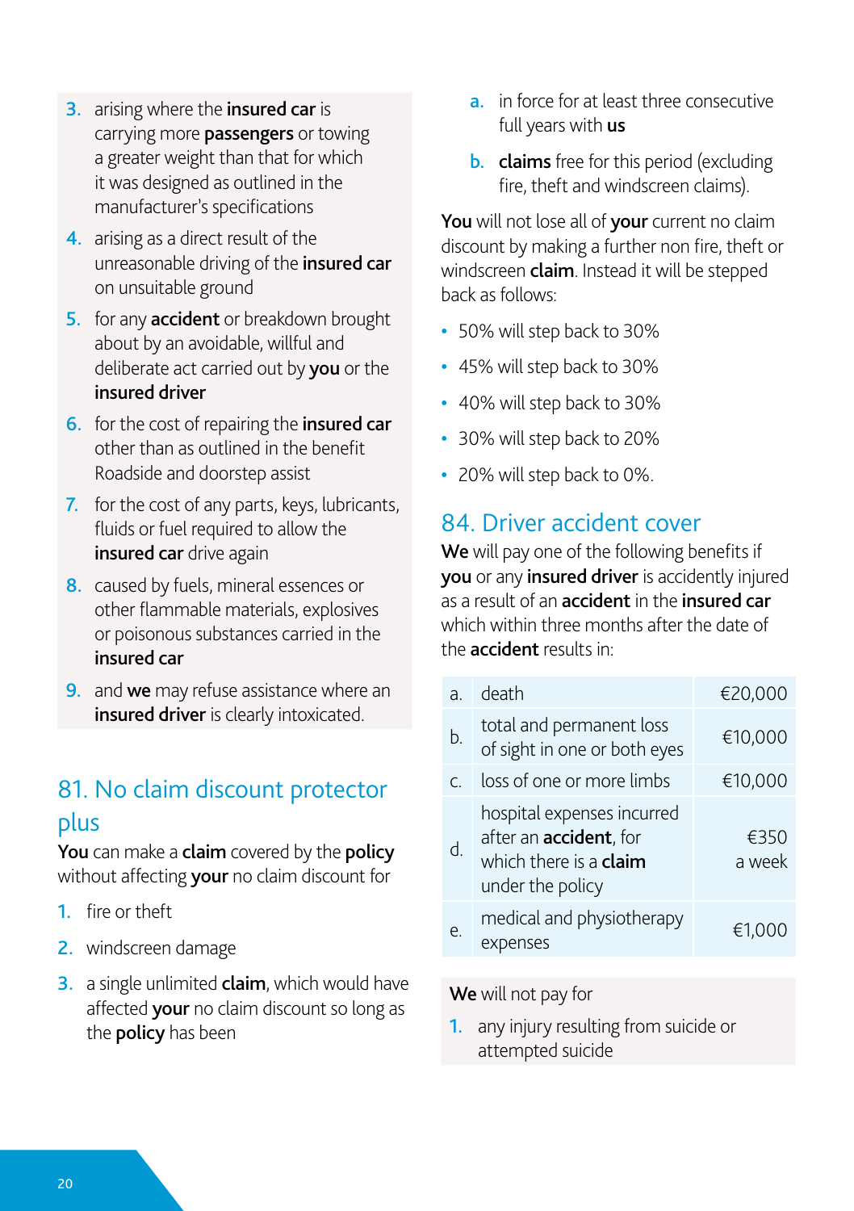3. arising where the **insured car** is carrying more **passengers** or towing a greater weight than that for which it was designed as outlined in the manufacturer's specifications
4. arising as a direct result of the unreasonable driving of the **insured car** on unsuitable ground
5. for any **accident** or breakdown brought about by an avoidable, willful and deliberate act carried out by **you** or the **insured driver**
6. for the cost of repairing the **insured car** other than as outlined in the benefit Roadside and doorstep assist
7. for the cost of any parts, keys, lubricants, fluids or fuel required to allow the **insured car** drive again
8. caused by fuels, mineral essences or other flammable materials, explosives or poisonous substances carried in the **insured car**
9. and **we** may refuse assistance where an **insured driver** is clearly intoxicated.

## 81. No claim discount protector plus

**You** can make a **claim** covered by the **policy** without affecting **your** no claim discount for

1. fire or theft
2. windscreen damage
3. a single unlimited **claim**, which would have affected **your** no claim discount so long as the **policy** has been
   a. in force for at least three consecutive full years with **us**
   b. **claims** free for this period (excluding fire, theft and windscreen claims).

**You** will not lose all of **your** current no claim discount by making a further non fire, theft or windscreen **claim**. Instead it will be stepped back as follows:

- 50% will step back to 30%
- 45% will step back to 30%
- 40% will step back to 30%
- 30% will step back to 20%
- 20% will step back to 0%.

## 84. Driver accident cover

**We** will pay one of the following benefits if **you** or any **insured driver** is accidently injured as a result of an **accident** in the **insured car** which within three months after the date of the **accident** results in:

| | | |
|---|---|---|
| a. | death | €20,000 |
| b. | total and permanent loss of sight in one or both eyes | €10,000 |
| c. | loss of one or more limbs | €10,000 |
| d. | hospital expenses incurred after an **accident**, for which there is a **claim** under the policy | €350 a week |
| e. | medical and physiotherapy expenses | €1,000 |

**We** will not pay for

1. any injury resulting from suicide or attempted suicide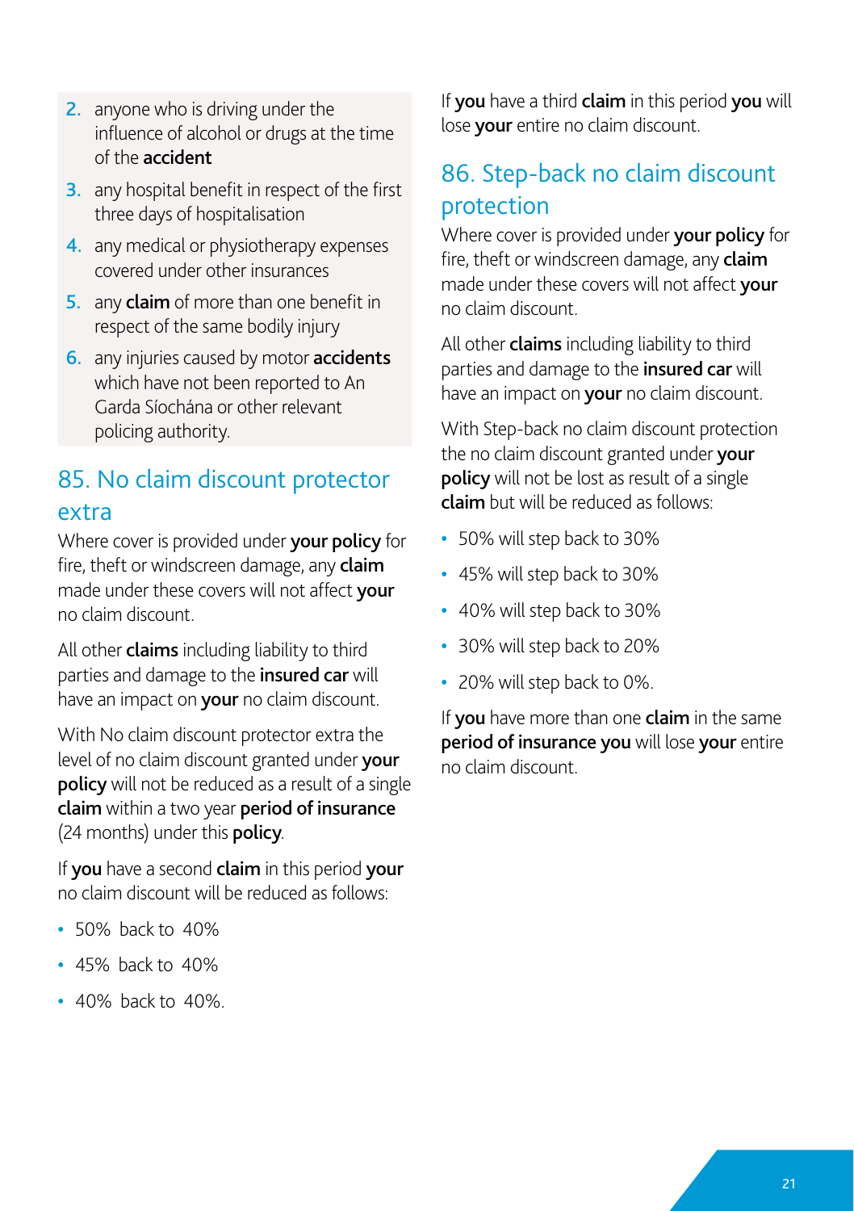2. anyone who is driving under the influence of alcohol or drugs at the time of the **accident**
3. any hospital benefit in respect of the first three days of hospitalisation
4. any medical or physiotherapy expenses covered under other insurances
5. any **claim** of more than one benefit in respect of the same bodily injury
6. any injuries caused by motor **accidents** which have not been reported to An Garda Síochána or other relevant policing authority.

## 85. No claim discount protector extra

Where cover is provided under **your policy** for fire, theft or windscreen damage, any **claim** made under these covers will not affect **your** no claim discount.

All other **claims** including liability to third parties and damage to the **insured car** will have an impact on **your** no claim discount.

With No claim discount protector extra the level of no claim discount granted under **your policy** will not be reduced as a result of a single **claim** within a two year **period of insurance** (24 months) under this **policy**.

If **you** have a second **claim** in this period **your** no claim discount will be reduced as follows:

- 50% back to 40%
- 45% back to 40%
- 40% back to 40%.

If **you** have a third **claim** in this period **you** will lose **your** entire no claim discount.

## 86. Step-back no claim discount protection

Where cover is provided under **your policy** for fire, theft or windscreen damage, any **claim** made under these covers will not affect **your** no claim discount.

All other **claims** including liability to third parties and damage to the **insured car** will have an impact on **your** no claim discount.

With Step-back no claim discount protection the no claim discount granted under **your policy** will not be lost as result of a single **claim** but will be reduced as follows:

- 50% will step back to 30%
- 45% will step back to 30%
- 40% will step back to 30%
- 30% will step back to 20%
- 20% will step back to 0%.

If **you** have more than one **claim** in the same **period of insurance you** will lose **your** entire no claim discount.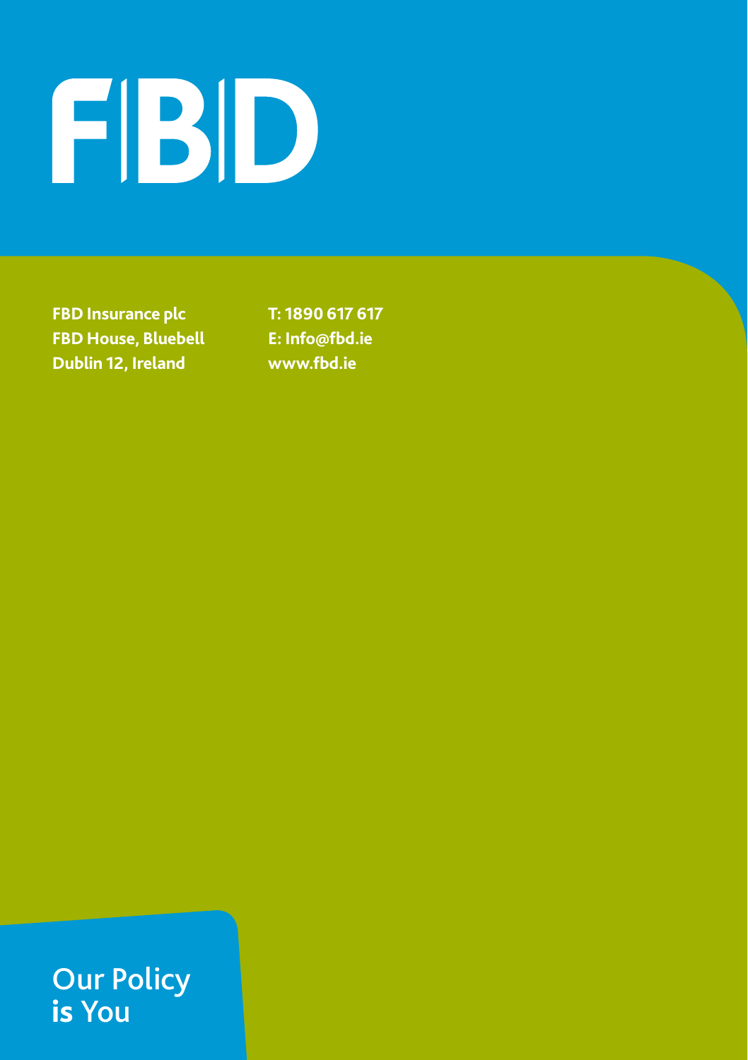# FBD

**FBD Insurance plc**
**FBD House, Bluebell**
**Dublin 12, Ireland**

**T: 1890 617 617**
**E: Info@fbd.ie**
**www.fbd.ie**

Our Policy
**is** You